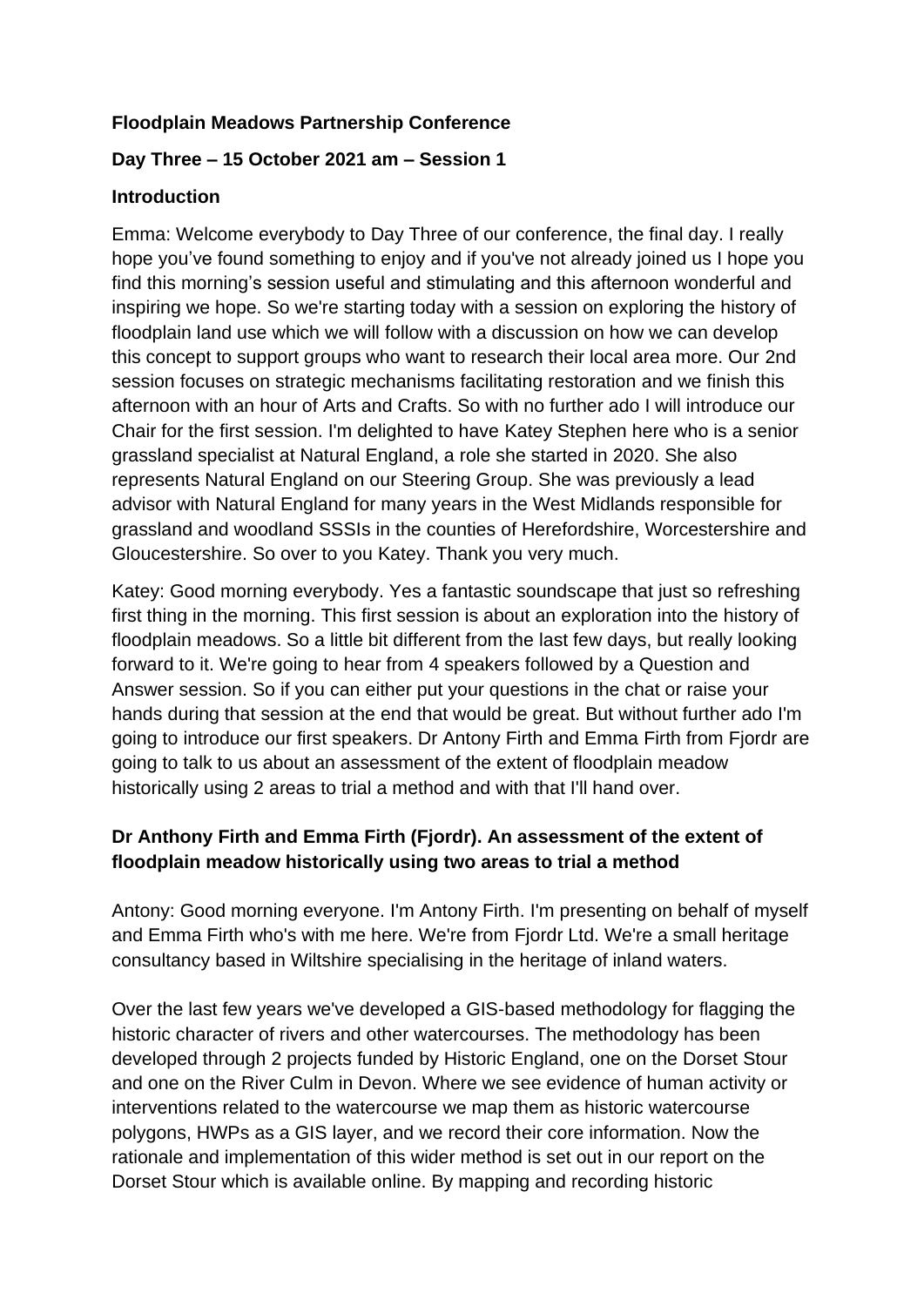**Floodplain Meadows Partnership Conference**

**Day Three – 15 October 2021 am – Session 1**

**Introduction**

Emma: Welcome everybody to Day Three of our conference, the final day. I really hope you've found something to enjoy and if you've not already joined us I hope you find this morning's session useful and stimulating and this afternoon wonderful and inspiring we hope. So we're starting today with a session on exploring the history of floodplain land use which we will follow with a discussion on how we can develop this concept to support groups who want to research their local area more. Our 2nd session focuses on strategic mechanisms facilitating restoration and we finish this afternoon with an hour of Arts and Crafts. So with no further ado I will introduce our Chair for the first session. I'm delighted to have Katey Stephen here who is a senior grassland specialist at Natural England, a role she started in 2020. She also represents Natural England on our Steering Group. She was previously a lead advisor with Natural England for many years in the West Midlands responsible for grassland and woodland SSSIs in the counties of Herefordshire, Worcestershire and Gloucestershire. So over to you Katey. Thank you very much.

Katey: Good morning everybody. Yes a fantastic soundscape that just so refreshing first thing in the morning. This first session is about an exploration into the history of floodplain meadows. So a little bit different from the last few days, but really looking forward to it. We're going to hear from 4 speakers followed by a Question and Answer session. So if you can either put your questions in the chat or raise your hands during that session at the end that would be great. But without further ado I'm going to introduce our first speakers. Dr Antony Firth and Emma Firth from Fjordr are going to talk to us about an assessment of the extent of floodplain meadow historically using 2 areas to trial a method and with that I'll hand over.

**Dr Anthony Firth and Emma Firth (Fjordr). An assessment of the extent of floodplain meadow historically using two areas to trial a method**

Antony: Good morning everyone. I'm Antony Firth. I'm presenting on behalf of myself and Emma Firth who's with me here. We're from Fjordr Ltd. We're a small heritage consultancy based in Wiltshire specialising in the heritage of inland waters.

Over the last few years we've developed a GIS-based methodology for flagging the historic character of rivers and other watercourses. The methodology has been developed through 2 projects funded by Historic England, one on the Dorset Stour and one on the River Culm in Devon. Where we see evidence of human activity or interventions related to the watercourse we map them as historic watercourse polygons, HWPs as a GIS layer, and we record their core information. Now the rationale and implementation of this wider method is set out in our report on the Dorset Stour which is available online. By mapping and recording historic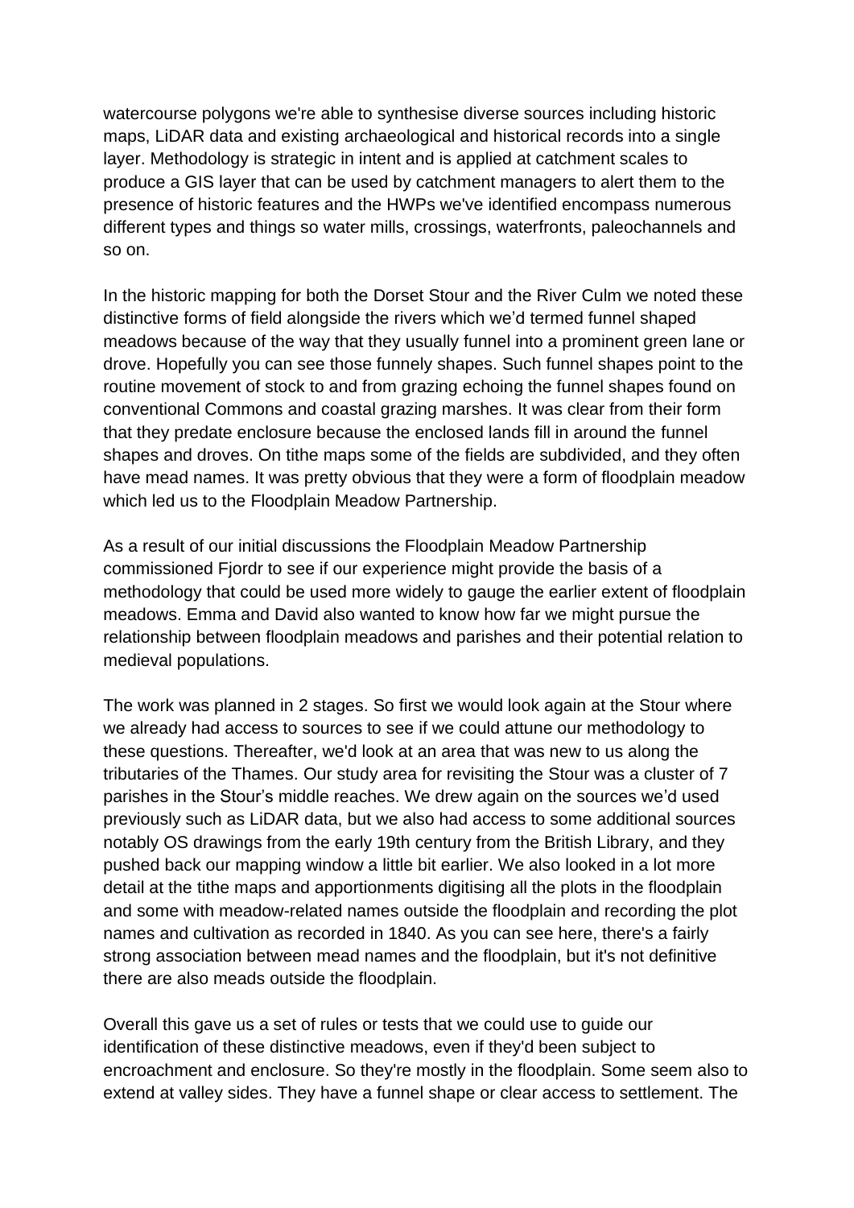watercourse polygons we're able to synthesise diverse sources including historic maps, LiDAR data and existing archaeological and historical records into a single layer. Methodology is strategic in intent and is applied at catchment scales to produce a GIS layer that can be used by catchment managers to alert them to the presence of historic features and the HWPs we've identified encompass numerous different types and things so water mills, crossings, waterfronts, paleochannels and so on.

In the historic mapping for both the Dorset Stour and the River Culm we noted these distinctive forms of field alongside the rivers which we'd termed funnel shaped meadows because of the way that they usually funnel into a prominent green lane or drove. Hopefully you can see those funnely shapes. Such funnel shapes point to the routine movement of stock to and from grazing echoing the funnel shapes found on conventional Commons and coastal grazing marshes. It was clear from their form that they predate enclosure because the enclosed lands fill in around the funnel shapes and droves. On tithe maps some of the fields are subdivided, and they often have mead names. It was pretty obvious that they were a form of floodplain meadow which led us to the Floodplain Meadow Partnership.

As a result of our initial discussions the Floodplain Meadow Partnership commissioned Fjordr to see if our experience might provide the basis of a methodology that could be used more widely to gauge the earlier extent of floodplain meadows. Emma and David also wanted to know how far we might pursue the relationship between floodplain meadows and parishes and their potential relation to medieval populations.

The work was planned in 2 stages. So first we would look again at the Stour where we already had access to sources to see if we could attune our methodology to these questions. Thereafter, we'd look at an area that was new to us along the tributaries of the Thames. Our study area for revisiting the Stour was a cluster of 7 parishes in the Stour's middle reaches. We drew again on the sources we'd used previously such as LiDAR data, but we also had access to some additional sources notably OS drawings from the early 19th century from the British Library, and they pushed back our mapping window a little bit earlier. We also looked in a lot more detail at the tithe maps and apportionments digitising all the plots in the floodplain and some with meadow-related names outside the floodplain and recording the plot names and cultivation as recorded in 1840. As you can see here, there's a fairly strong association between mead names and the floodplain, but it's not definitive there are also meads outside the floodplain.

Overall this gave us a set of rules or tests that we could use to guide our identification of these distinctive meadows, even if they'd been subject to encroachment and enclosure. So they're mostly in the floodplain. Some seem also to extend at valley sides. They have a funnel shape or clear access to settlement. The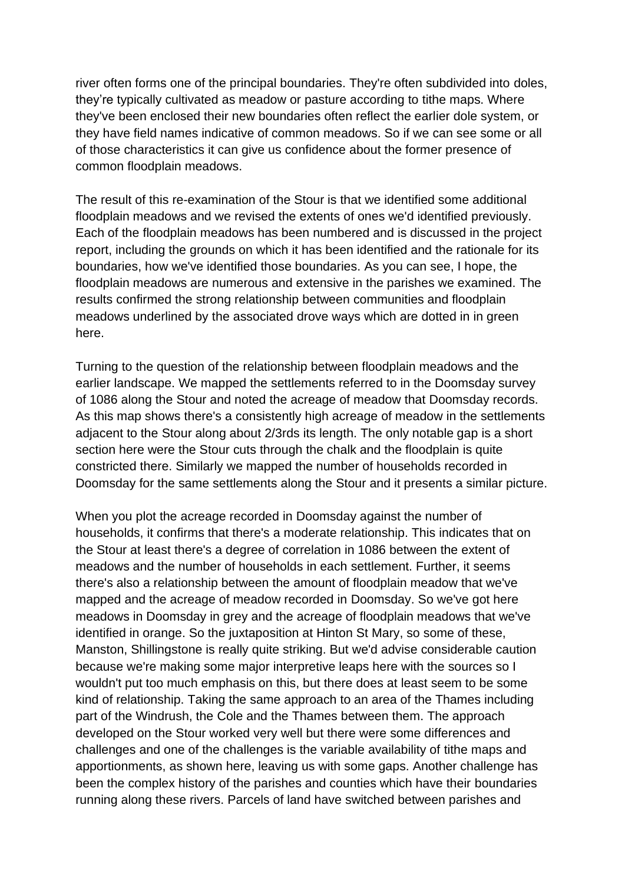river often forms one of the principal boundaries. They're often subdivided into doles, they're typically cultivated as meadow or pasture according to tithe maps. Where they've been enclosed their new boundaries often reflect the earlier dole system, or they have field names indicative of common meadows. So if we can see some or all of those characteristics it can give us confidence about the former presence of common floodplain meadows.

The result of this re-examination of the Stour is that we identified some additional floodplain meadows and we revised the extents of ones we'd identified previously. Each of the floodplain meadows has been numbered and is discussed in the project report, including the grounds on which it has been identified and the rationale for its boundaries, how we've identified those boundaries. As you can see, I hope, the floodplain meadows are numerous and extensive in the parishes we examined. The results confirmed the strong relationship between communities and floodplain meadows underlined by the associated drove ways which are dotted in in green here.

Turning to the question of the relationship between floodplain meadows and the earlier landscape. We mapped the settlements referred to in the Doomsday survey of 1086 along the Stour and noted the acreage of meadow that Doomsday records. As this map shows there's a consistently high acreage of meadow in the settlements adjacent to the Stour along about 2/3rds its length. The only notable gap is a short section here were the Stour cuts through the chalk and the floodplain is quite constricted there. Similarly we mapped the number of households recorded in Doomsday for the same settlements along the Stour and it presents a similar picture.

When you plot the acreage recorded in Doomsday against the number of households, it confirms that there's a moderate relationship. This indicates that on the Stour at least there's a degree of correlation in 1086 between the extent of meadows and the number of households in each settlement. Further, it seems there's also a relationship between the amount of floodplain meadow that we've mapped and the acreage of meadow recorded in Doomsday. So we've got here meadows in Doomsday in grey and the acreage of floodplain meadows that we've identified in orange. So the juxtaposition at Hinton St Mary, so some of these, Manston, Shillingstone is really quite striking. But we'd advise considerable caution because we're making some major interpretive leaps here with the sources so I wouldn't put too much emphasis on this, but there does at least seem to be some kind of relationship. Taking the same approach to an area of the Thames including part of the Windrush, the Cole and the Thames between them. The approach developed on the Stour worked very well but there were some differences and challenges and one of the challenges is the variable availability of tithe maps and apportionments, as shown here, leaving us with some gaps. Another challenge has been the complex history of the parishes and counties which have their boundaries running along these rivers. Parcels of land have switched between parishes and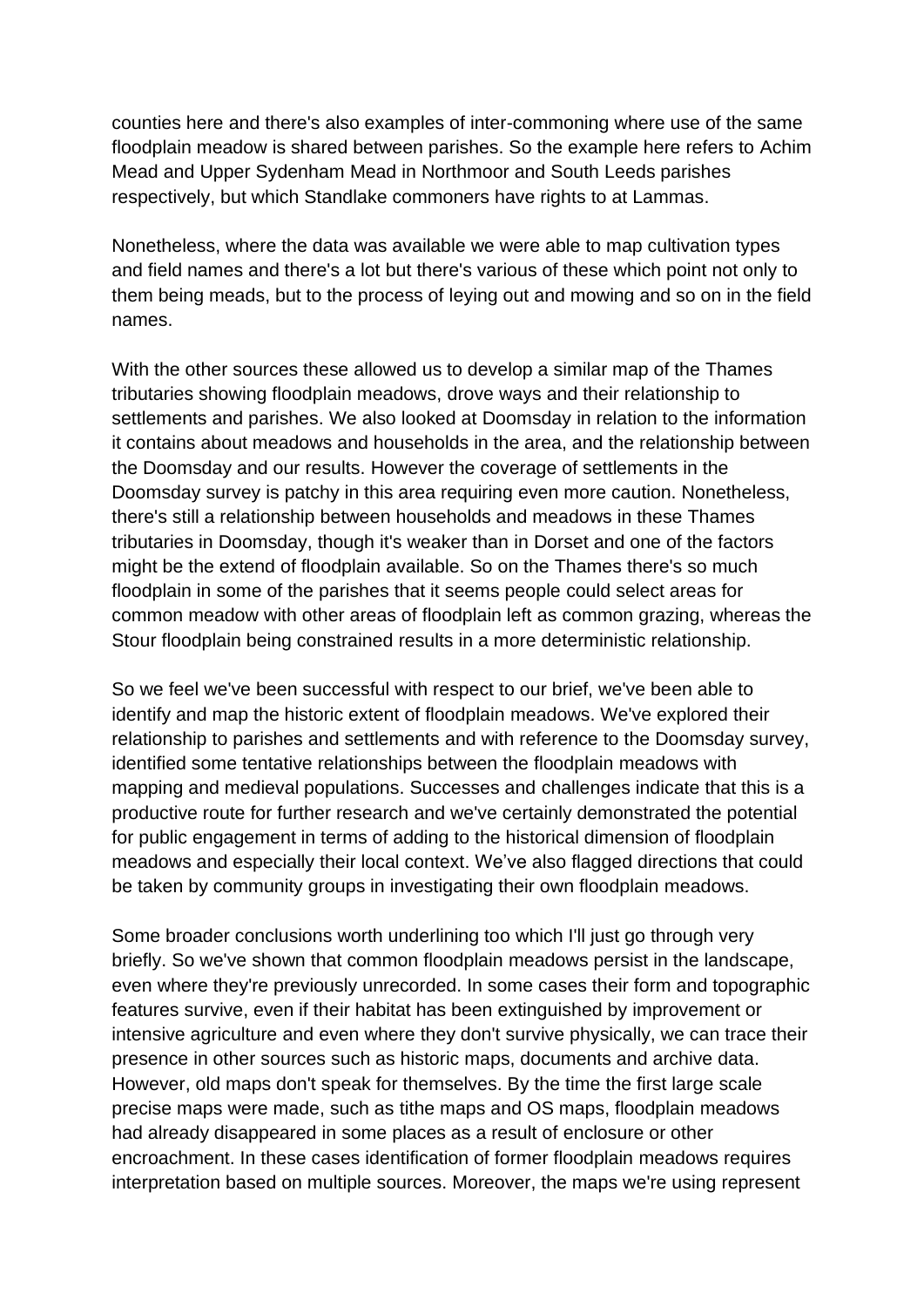counties here and there's also examples of inter-commoning where use of the same floodplain meadow is shared between parishes. So the example here refers to Achim Mead and Upper Sydenham Mead in Northmoor and South Leeds parishes respectively, but which Standlake commoners have rights to at Lammas.

Nonetheless, where the data was available we were able to map cultivation types and field names and there's a lot but there's various of these which point not only to them being meads, but to the process of leying out and mowing and so on in the field names.

With the other sources these allowed us to develop a similar map of the Thames tributaries showing floodplain meadows, drove ways and their relationship to settlements and parishes. We also looked at Doomsday in relation to the information it contains about meadows and households in the area, and the relationship between the Doomsday and our results. However the coverage of settlements in the Doomsday survey is patchy in this area requiring even more caution. Nonetheless, there's still a relationship between households and meadows in these Thames tributaries in Doomsday, though it's weaker than in Dorset and one of the factors might be the extend of floodplain available. So on the Thames there's so much floodplain in some of the parishes that it seems people could select areas for common meadow with other areas of floodplain left as common grazing, whereas the Stour floodplain being constrained results in a more deterministic relationship.

So we feel we've been successful with respect to our brief, we've been able to identify and map the historic extent of floodplain meadows. We've explored their relationship to parishes and settlements and with reference to the Doomsday survey, identified some tentative relationships between the floodplain meadows with mapping and medieval populations. Successes and challenges indicate that this is a productive route for further research and we've certainly demonstrated the potential for public engagement in terms of adding to the historical dimension of floodplain meadows and especially their local context. We've also flagged directions that could be taken by community groups in investigating their own floodplain meadows.

Some broader conclusions worth underlining too which I'll just go through very briefly. So we've shown that common floodplain meadows persist in the landscape, even where they're previously unrecorded. In some cases their form and topographic features survive, even if their habitat has been extinguished by improvement or intensive agriculture and even where they don't survive physically, we can trace their presence in other sources such as historic maps, documents and archive data. However, old maps don't speak for themselves. By the time the first large scale precise maps were made, such as tithe maps and OS maps, floodplain meadows had already disappeared in some places as a result of enclosure or other encroachment. In these cases identification of former floodplain meadows requires interpretation based on multiple sources. Moreover, the maps we're using represent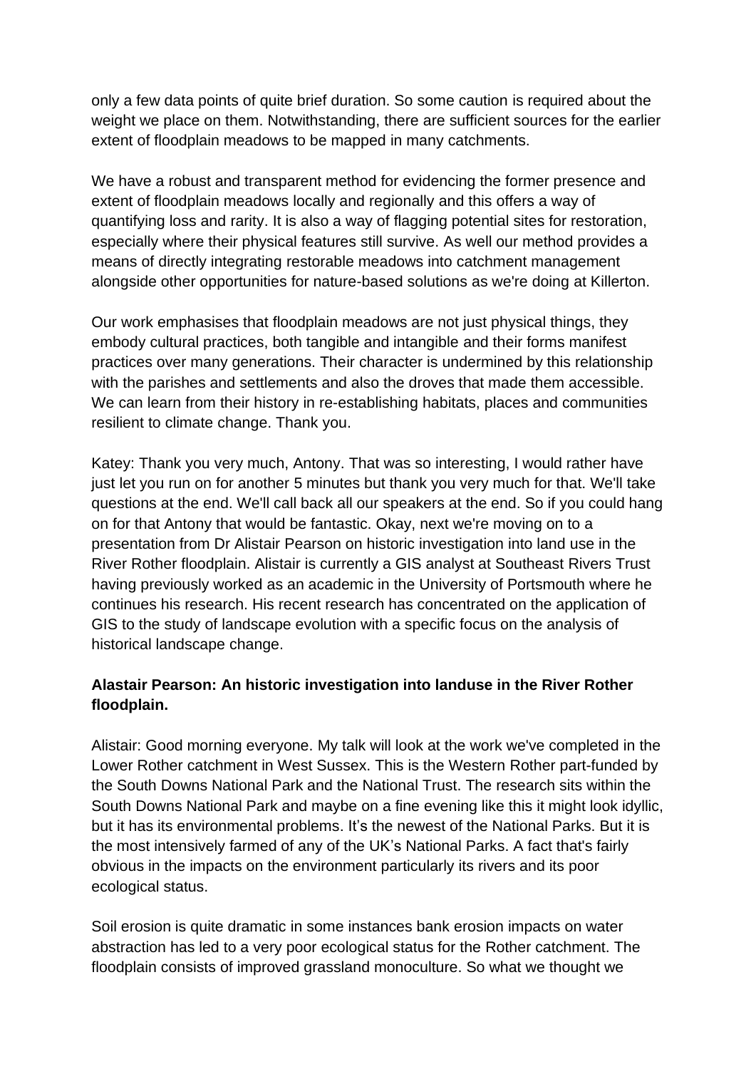only a few data points of quite brief duration. So some caution is required about the weight we place on them. Notwithstanding, there are sufficient sources for the earlier extent of floodplain meadows to be mapped in many catchments.

We have a robust and transparent method for evidencing the former presence and extent of floodplain meadows locally and regionally and this offers a way of quantifying loss and rarity. It is also a way of flagging potential sites for restoration, especially where their physical features still survive. As well our method provides a means of directly integrating restorable meadows into catchment management alongside other opportunities for nature-based solutions as we're doing at Killerton.

Our work emphasises that floodplain meadows are not just physical things, they embody cultural practices, both tangible and intangible and their forms manifest practices over many generations. Their character is undermined by this relationship with the parishes and settlements and also the droves that made them accessible. We can learn from their history in re-establishing habitats, places and communities resilient to climate change. Thank you.

Katey: Thank you very much, Antony. That was so interesting, I would rather have just let you run on for another 5 minutes but thank you very much for that. We'll take questions at the end. We'll call back all our speakers at the end. So if you could hang on for that Antony that would be fantastic. Okay, next we're moving on to a presentation from Dr Alistair Pearson on historic investigation into land use in the River Rother floodplain. Alistair is currently a GIS analyst at Southeast Rivers Trust having previously worked as an academic in the University of Portsmouth where he continues his research. His recent research has concentrated on the application of GIS to the study of landscape evolution with a specific focus on the analysis of historical landscape change.

**Alastair Pearson: An historic investigation into landuse in the River Rother floodplain.**

Alistair: Good morning everyone. My talk will look at the work we've completed in the Lower Rother catchment in West Sussex. This is the Western Rother part-funded by the South Downs National Park and the National Trust. The research sits within the South Downs National Park and maybe on a fine evening like this it might look idyllic, but it has its environmental problems. It's the newest of the National Parks. But it is the most intensively farmed of any of the UK's National Parks. A fact that's fairly obvious in the impacts on the environment particularly its rivers and its poor ecological status.

Soil erosion is quite dramatic in some instances bank erosion impacts on water abstraction has led to a very poor ecological status for the Rother catchment. The floodplain consists of improved grassland monoculture. So what we thought we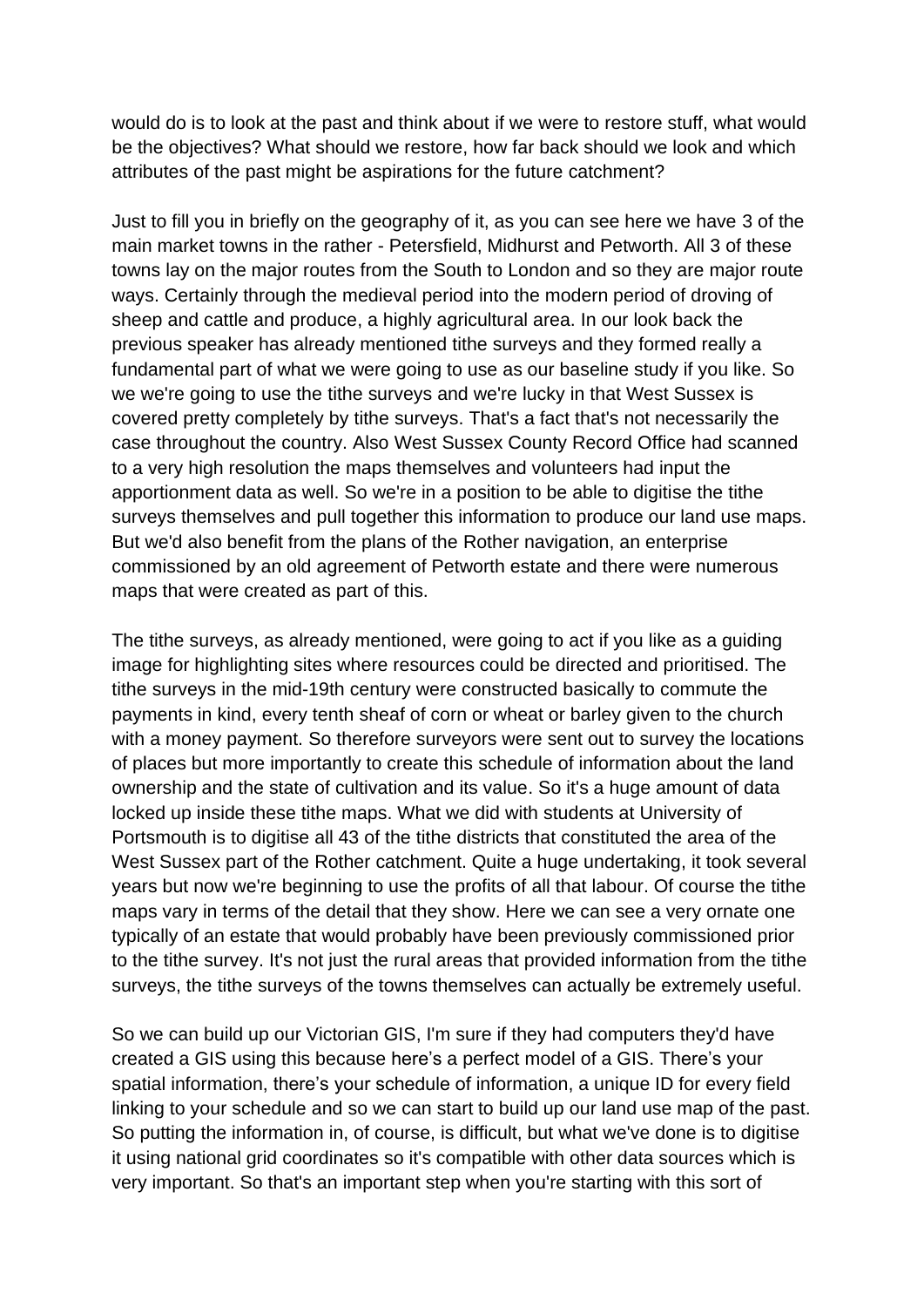would do is to look at the past and think about if we were to restore stuff, what would be the objectives? What should we restore, how far back should we look and which attributes of the past might be aspirations for the future catchment?

Just to fill you in briefly on the geography of it, as you can see here we have 3 of the main market towns in the rather - Petersfield, Midhurst and Petworth. All 3 of these towns lay on the major routes from the South to London and so they are major route ways. Certainly through the medieval period into the modern period of droving of sheep and cattle and produce, a highly agricultural area. In our look back the previous speaker has already mentioned tithe surveys and they formed really a fundamental part of what we were going to use as our baseline study if you like. So we we're going to use the tithe surveys and we're lucky in that West Sussex is covered pretty completely by tithe surveys. That's a fact that's not necessarily the case throughout the country. Also West Sussex County Record Office had scanned to a very high resolution the maps themselves and volunteers had input the apportionment data as well. So we're in a position to be able to digitise the tithe surveys themselves and pull together this information to produce our land use maps. But we'd also benefit from the plans of the Rother navigation, an enterprise commissioned by an old agreement of Petworth estate and there were numerous maps that were created as part of this.

The tithe surveys, as already mentioned, were going to act if you like as a guiding image for highlighting sites where resources could be directed and prioritised. The tithe surveys in the mid-19th century were constructed basically to commute the payments in kind, every tenth sheaf of corn or wheat or barley given to the church with a money payment. So therefore surveyors were sent out to survey the locations of places but more importantly to create this schedule of information about the land ownership and the state of cultivation and its value. So it's a huge amount of data locked up inside these tithe maps. What we did with students at University of Portsmouth is to digitise all 43 of the tithe districts that constituted the area of the West Sussex part of the Rother catchment. Quite a huge undertaking, it took several years but now we're beginning to use the profits of all that labour. Of course the tithe maps vary in terms of the detail that they show. Here we can see a very ornate one typically of an estate that would probably have been previously commissioned prior to the tithe survey. It's not just the rural areas that provided information from the tithe surveys, the tithe surveys of the towns themselves can actually be extremely useful.

So we can build up our Victorian GIS, I'm sure if they had computers they'd have created a GIS using this because here's a perfect model of a GIS. There's your spatial information, there's your schedule of information, a unique ID for every field linking to your schedule and so we can start to build up our land use map of the past. So putting the information in, of course, is difficult, but what we've done is to digitise it using national grid coordinates so it's compatible with other data sources which is very important. So that's an important step when you're starting with this sort of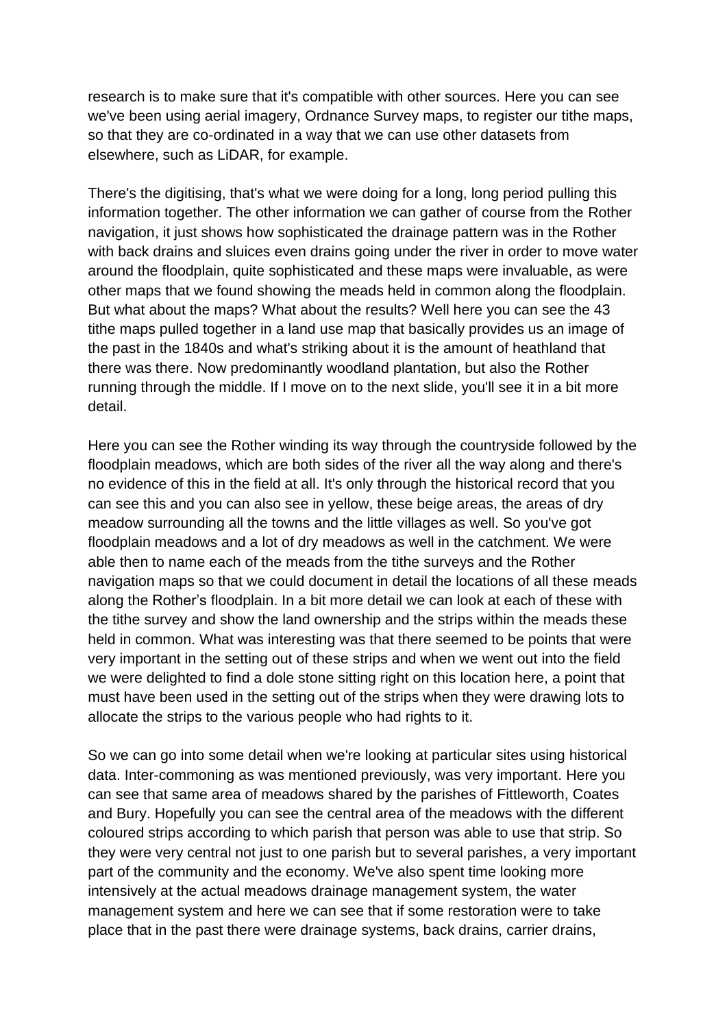research is to make sure that it's compatible with other sources. Here you can see we've been using aerial imagery, Ordnance Survey maps, to register our tithe maps, so that they are co-ordinated in a way that we can use other datasets from elsewhere, such as LiDAR, for example.

There's the digitising, that's what we were doing for a long, long period pulling this information together. The other information we can gather of course from the Rother navigation, it just shows how sophisticated the drainage pattern was in the Rother with back drains and sluices even drains going under the river in order to move water around the floodplain, quite sophisticated and these maps were invaluable, as were other maps that we found showing the meads held in common along the floodplain. But what about the maps? What about the results? Well here you can see the 43 tithe maps pulled together in a land use map that basically provides us an image of the past in the 1840s and what's striking about it is the amount of heathland that there was there. Now predominantly woodland plantation, but also the Rother running through the middle. If I move on to the next slide, you'll see it in a bit more detail.

Here you can see the Rother winding its way through the countryside followed by the floodplain meadows, which are both sides of the river all the way along and there's no evidence of this in the field at all. It's only through the historical record that you can see this and you can also see in yellow, these beige areas, the areas of dry meadow surrounding all the towns and the little villages as well. So you've got floodplain meadows and a lot of dry meadows as well in the catchment. We were able then to name each of the meads from the tithe surveys and the Rother navigation maps so that we could document in detail the locations of all these meads along the Rother's floodplain. In a bit more detail we can look at each of these with the tithe survey and show the land ownership and the strips within the meads these held in common. What was interesting was that there seemed to be points that were very important in the setting out of these strips and when we went out into the field we were delighted to find a dole stone sitting right on this location here, a point that must have been used in the setting out of the strips when they were drawing lots to allocate the strips to the various people who had rights to it.

So we can go into some detail when we're looking at particular sites using historical data. Inter-commoning as was mentioned previously, was very important. Here you can see that same area of meadows shared by the parishes of Fittleworth, Coates and Bury. Hopefully you can see the central area of the meadows with the different coloured strips according to which parish that person was able to use that strip. So they were very central not just to one parish but to several parishes, a very important part of the community and the economy. We've also spent time looking more intensively at the actual meadows drainage management system, the water management system and here we can see that if some restoration were to take place that in the past there were drainage systems, back drains, carrier drains,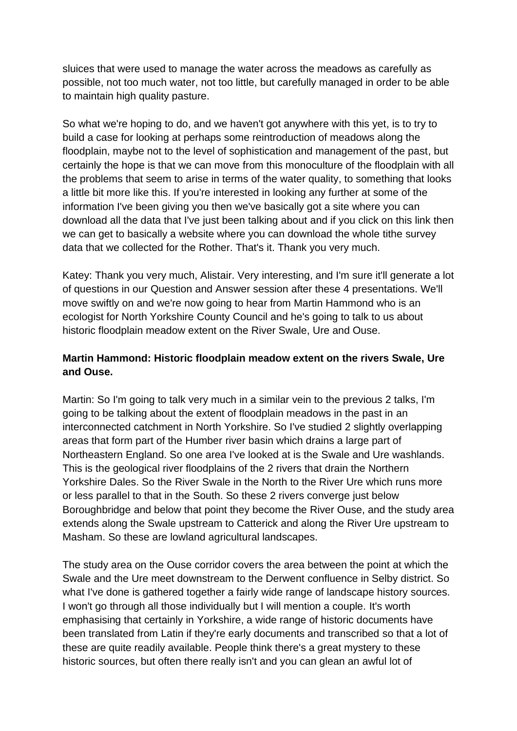sluices that were used to manage the water across the meadows as carefully as possible, not too much water, not too little, but carefully managed in order to be able to maintain high quality pasture.

So what we're hoping to do, and we haven't got anywhere with this yet, is to try to build a case for looking at perhaps some reintroduction of meadows along the floodplain, maybe not to the level of sophistication and management of the past, but certainly the hope is that we can move from this monoculture of the floodplain with all the problems that seem to arise in terms of the water quality, to something that looks a little bit more like this. If you're interested in looking any further at some of the information I've been giving you then we've basically got a site where you can download all the data that I've just been talking about and if you click on this link then we can get to basically a website where you can download the whole tithe survey data that we collected for the Rother. That's it. Thank you very much.

Katey: Thank you very much, Alistair. Very interesting, and I'm sure it'll generate a lot of questions in our Question and Answer session after these 4 presentations. We'll move swiftly on and we're now going to hear from Martin Hammond who is an ecologist for North Yorkshire County Council and he's going to talk to us about historic floodplain meadow extent on the River Swale, Ure and Ouse.

**Martin Hammond: Historic floodplain meadow extent on the rivers Swale, Ure and Ouse.**

Martin: So I'm going to talk very much in a similar vein to the previous 2 talks, I'm going to be talking about the extent of floodplain meadows in the past in an interconnected catchment in North Yorkshire. So I've studied 2 slightly overlapping areas that form part of the Humber river basin which drains a large part of Northeastern England. So one area I've looked at is the Swale and Ure washlands. This is the geological river floodplains of the 2 rivers that drain the Northern Yorkshire Dales. So the River Swale in the North to the River Ure which runs more or less parallel to that in the South. So these 2 rivers converge just below Boroughbridge and below that point they become the River Ouse, and the study area extends along the Swale upstream to Catterick and along the River Ure upstream to Masham. So these are lowland agricultural landscapes.

The study area on the Ouse corridor covers the area between the point at which the Swale and the Ure meet downstream to the Derwent confluence in Selby district. So what I've done is gathered together a fairly wide range of landscape history sources. I won't go through all those individually but I will mention a couple. It's worth emphasising that certainly in Yorkshire, a wide range of historic documents have been translated from Latin if they're early documents and transcribed so that a lot of these are quite readily available. People think there's a great mystery to these historic sources, but often there really isn't and you can glean an awful lot of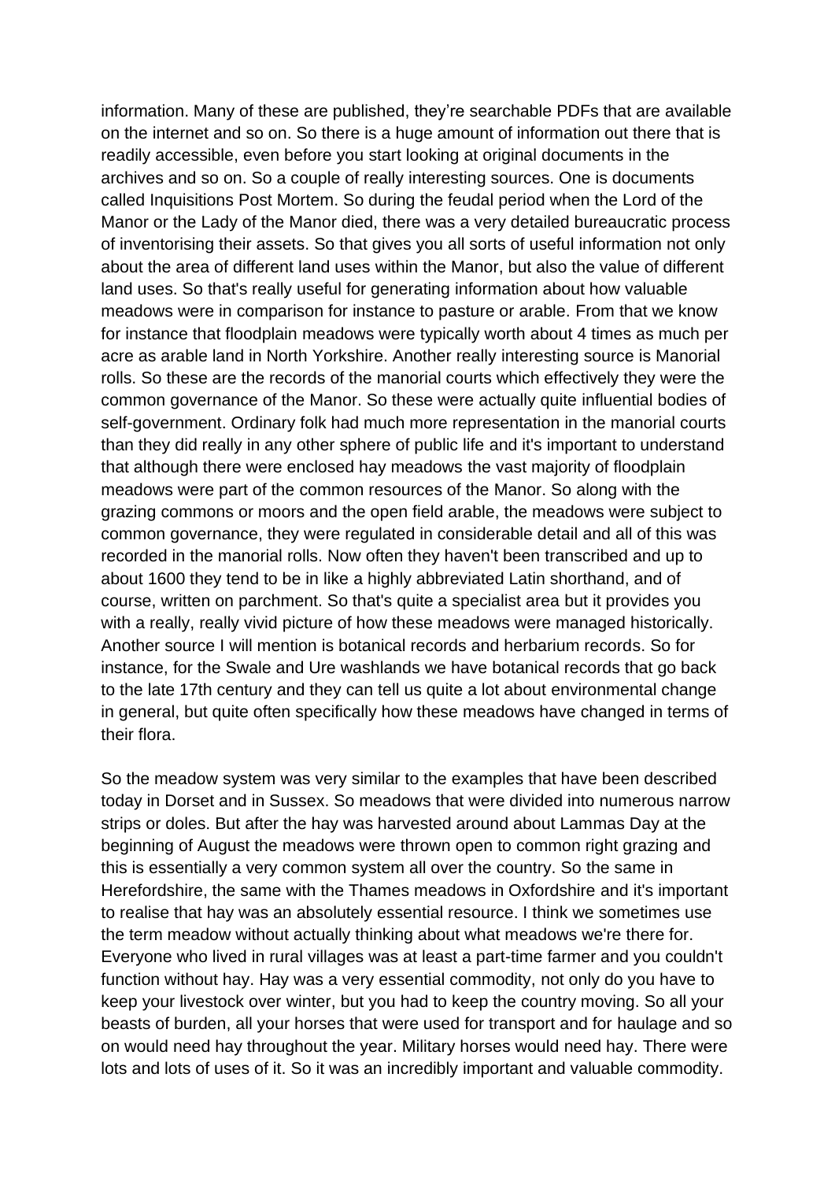information. Many of these are published, they're searchable PDFs that are available on the internet and so on. So there is a huge amount of information out there that is readily accessible, even before you start looking at original documents in the archives and so on. So a couple of really interesting sources. One is documents called Inquisitions Post Mortem. So during the feudal period when the Lord of the Manor or the Lady of the Manor died, there was a very detailed bureaucratic process of inventorising their assets. So that gives you all sorts of useful information not only about the area of different land uses within the Manor, but also the value of different land uses. So that's really useful for generating information about how valuable meadows were in comparison for instance to pasture or arable. From that we know for instance that floodplain meadows were typically worth about 4 times as much per acre as arable land in North Yorkshire. Another really interesting source is Manorial rolls. So these are the records of the manorial courts which effectively they were the common governance of the Manor. So these were actually quite influential bodies of self-government. Ordinary folk had much more representation in the manorial courts than they did really in any other sphere of public life and it's important to understand that although there were enclosed hay meadows the vast majority of floodplain meadows were part of the common resources of the Manor. So along with the grazing commons or moors and the open field arable, the meadows were subject to common governance, they were regulated in considerable detail and all of this was recorded in the manorial rolls. Now often they haven't been transcribed and up to about 1600 they tend to be in like a highly abbreviated Latin shorthand, and of course, written on parchment. So that's quite a specialist area but it provides you with a really, really vivid picture of how these meadows were managed historically. Another source I will mention is botanical records and herbarium records. So for instance, for the Swale and Ure washlands we have botanical records that go back to the late 17th century and they can tell us quite a lot about environmental change in general, but quite often specifically how these meadows have changed in terms of their flora.

So the meadow system was very similar to the examples that have been described today in Dorset and in Sussex. So meadows that were divided into numerous narrow strips or doles. But after the hay was harvested around about Lammas Day at the beginning of August the meadows were thrown open to common right grazing and this is essentially a very common system all over the country. So the same in Herefordshire, the same with the Thames meadows in Oxfordshire and it's important to realise that hay was an absolutely essential resource. I think we sometimes use the term meadow without actually thinking about what meadows we're there for. Everyone who lived in rural villages was at least a part-time farmer and you couldn't function without hay. Hay was a very essential commodity, not only do you have to keep your livestock over winter, but you had to keep the country moving. So all your beasts of burden, all your horses that were used for transport and for haulage and so on would need hay throughout the year. Military horses would need hay. There were lots and lots of uses of it. So it was an incredibly important and valuable commodity.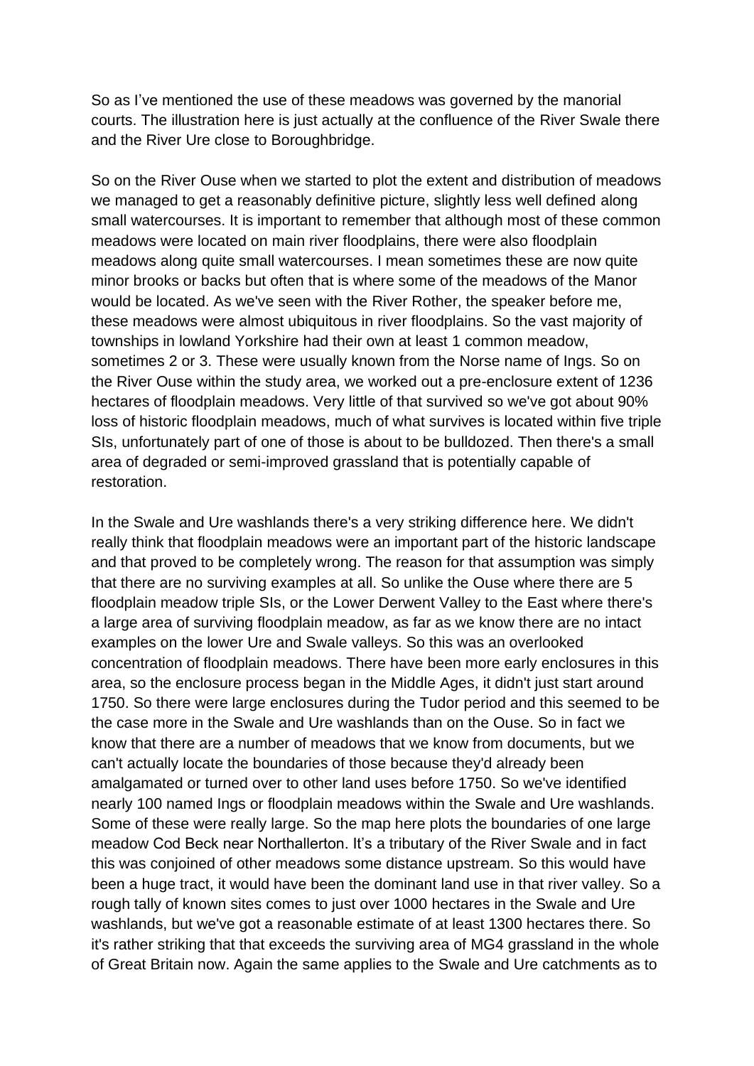So as I've mentioned the use of these meadows was governed by the manorial courts. The illustration here is just actually at the confluence of the River Swale there and the River Ure close to Boroughbridge.

So on the River Ouse when we started to plot the extent and distribution of meadows we managed to get a reasonably definitive picture, slightly less well defined along small watercourses. It is important to remember that although most of these common meadows were located on main river floodplains, there were also floodplain meadows along quite small watercourses. I mean sometimes these are now quite minor brooks or backs but often that is where some of the meadows of the Manor would be located. As we've seen with the River Rother, the speaker before me, these meadows were almost ubiquitous in river floodplains. So the vast majority of townships in lowland Yorkshire had their own at least 1 common meadow, sometimes 2 or 3. These were usually known from the Norse name of Ings. So on the River Ouse within the study area, we worked out a pre-enclosure extent of 1236 hectares of floodplain meadows. Very little of that survived so we've got about 90% loss of historic floodplain meadows, much of what survives is located within five triple SIs, unfortunately part of one of those is about to be bulldozed. Then there's a small area of degraded or semi-improved grassland that is potentially capable of restoration.

In the Swale and Ure washlands there's a very striking difference here. We didn't really think that floodplain meadows were an important part of the historic landscape and that proved to be completely wrong. The reason for that assumption was simply that there are no surviving examples at all. So unlike the Ouse where there are 5 floodplain meadow triple SIs, or the Lower Derwent Valley to the East where there's a large area of surviving floodplain meadow, as far as we know there are no intact examples on the lower Ure and Swale valleys. So this was an overlooked concentration of floodplain meadows. There have been more early enclosures in this area, so the enclosure process began in the Middle Ages, it didn't just start around 1750. So there were large enclosures during the Tudor period and this seemed to be the case more in the Swale and Ure washlands than on the Ouse. So in fact we know that there are a number of meadows that we know from documents, but we can't actually locate the boundaries of those because they'd already been amalgamated or turned over to other land uses before 1750. So we've identified nearly 100 named Ings or floodplain meadows within the Swale and Ure washlands. Some of these were really large. So the map here plots the boundaries of one large meadow Cod Beck near Northallerton. It's a tributary of the River Swale and in fact this was conjoined of other meadows some distance upstream. So this would have been a huge tract, it would have been the dominant land use in that river valley. So a rough tally of known sites comes to just over 1000 hectares in the Swale and Ure washlands, but we've got a reasonable estimate of at least 1300 hectares there. So it's rather striking that that exceeds the surviving area of MG4 grassland in the whole of Great Britain now. Again the same applies to the Swale and Ure catchments as to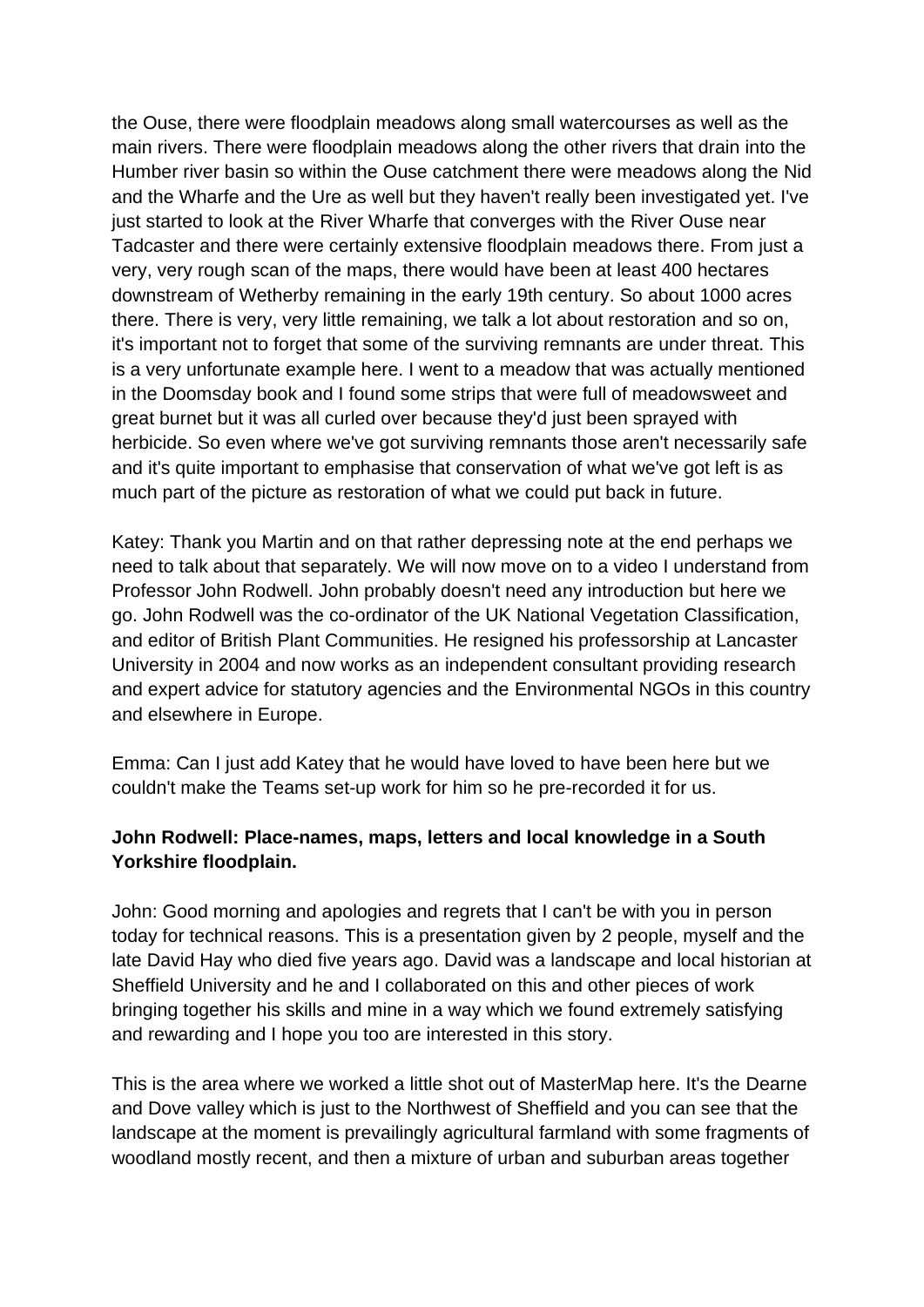the Ouse, there were floodplain meadows along small watercourses as well as the main rivers. There were floodplain meadows along the other rivers that drain into the Humber river basin so within the Ouse catchment there were meadows along the Nid and the Wharfe and the Ure as well but they haven't really been investigated yet. I've just started to look at the River Wharfe that converges with the River Ouse near Tadcaster and there were certainly extensive floodplain meadows there. From just a very, very rough scan of the maps, there would have been at least 400 hectares downstream of Wetherby remaining in the early 19th century. So about 1000 acres there. There is very, very little remaining, we talk a lot about restoration and so on, it's important not to forget that some of the surviving remnants are under threat. This is a very unfortunate example here. I went to a meadow that was actually mentioned in the Doomsday book and I found some strips that were full of meadowsweet and great burnet but it was all curled over because they'd just been sprayed with herbicide. So even where we've got surviving remnants those aren't necessarily safe and it's quite important to emphasise that conservation of what we've got left is as much part of the picture as restoration of what we could put back in future.

Katey: Thank you Martin and on that rather depressing note at the end perhaps we need to talk about that separately. We will now move on to a video I understand from Professor John Rodwell. John probably doesn't need any introduction but here we go. John Rodwell was the co-ordinator of the UK National Vegetation Classification, and editor of British Plant Communities. He resigned his professorship at Lancaster University in 2004 and now works as an independent consultant providing research and expert advice for statutory agencies and the Environmental NGOs in this country and elsewhere in Europe.

Emma: Can I just add Katey that he would have loved to have been here but we couldn't make the Teams set-up work for him so he pre-recorded it for us.

**John Rodwell: Place-names, maps, letters and local knowledge in a South Yorkshire floodplain.**

John: Good morning and apologies and regrets that I can't be with you in person today for technical reasons. This is a presentation given by 2 people, myself and the late David Hay who died five years ago. David was a landscape and local historian at Sheffield University and he and I collaborated on this and other pieces of work bringing together his skills and mine in a way which we found extremely satisfying and rewarding and I hope you too are interested in this story.

This is the area where we worked a little shot out of MasterMap here. It's the Dearne and Dove valley which is just to the Northwest of Sheffield and you can see that the landscape at the moment is prevailingly agricultural farmland with some fragments of woodland mostly recent, and then a mixture of urban and suburban areas together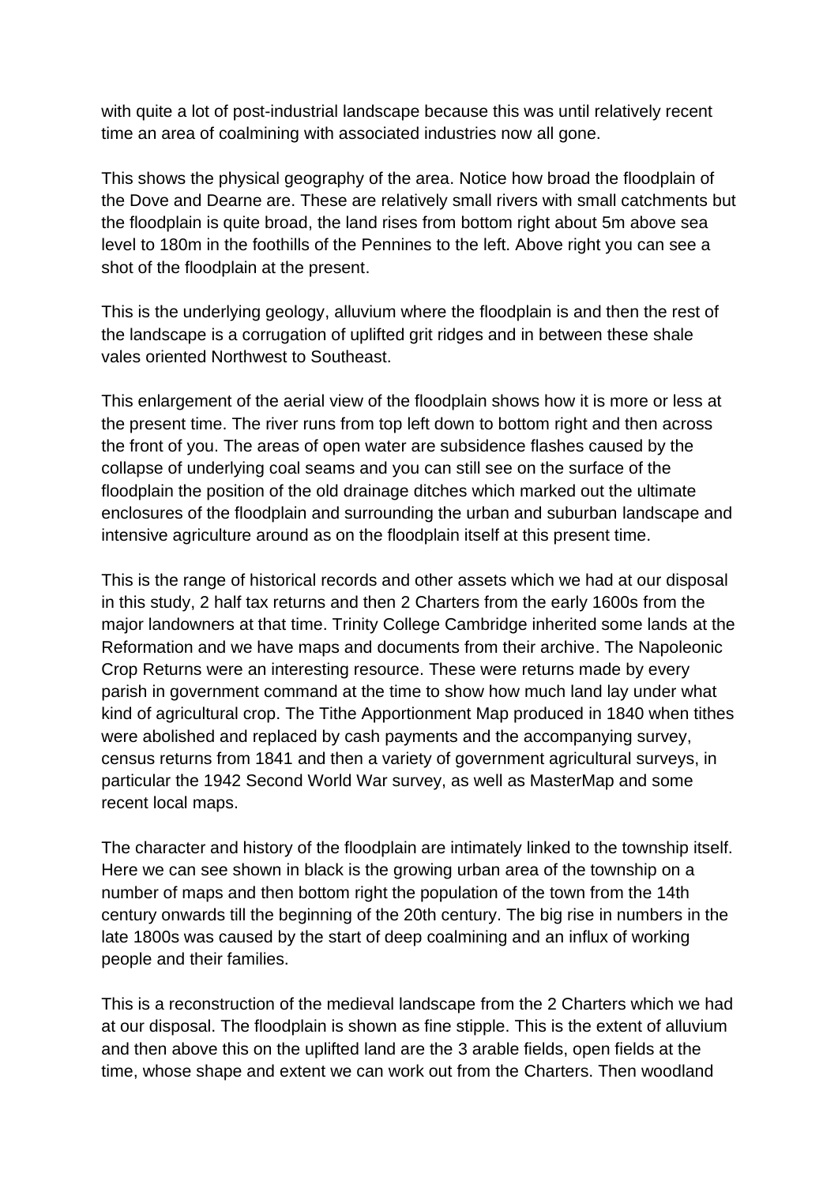with quite a lot of post-industrial landscape because this was until relatively recent time an area of coalmining with associated industries now all gone.

This shows the physical geography of the area. Notice how broad the floodplain of the Dove and Dearne are. These are relatively small rivers with small catchments but the floodplain is quite broad, the land rises from bottom right about 5m above sea level to 180m in the foothills of the Pennines to the left. Above right you can see a shot of the floodplain at the present.

This is the underlying geology, alluvium where the floodplain is and then the rest of the landscape is a corrugation of uplifted grit ridges and in between these shale vales oriented Northwest to Southeast.

This enlargement of the aerial view of the floodplain shows how it is more or less at the present time. The river runs from top left down to bottom right and then across the front of you. The areas of open water are subsidence flashes caused by the collapse of underlying coal seams and you can still see on the surface of the floodplain the position of the old drainage ditches which marked out the ultimate enclosures of the floodplain and surrounding the urban and suburban landscape and intensive agriculture around as on the floodplain itself at this present time.

This is the range of historical records and other assets which we had at our disposal in this study, 2 half tax returns and then 2 Charters from the early 1600s from the major landowners at that time. Trinity College Cambridge inherited some lands at the Reformation and we have maps and documents from their archive. The Napoleonic Crop Returns were an interesting resource. These were returns made by every parish in government command at the time to show how much land lay under what kind of agricultural crop. The Tithe Apportionment Map produced in 1840 when tithes were abolished and replaced by cash payments and the accompanying survey, census returns from 1841 and then a variety of government agricultural surveys, in particular the 1942 Second World War survey, as well as MasterMap and some recent local maps.

The character and history of the floodplain are intimately linked to the township itself. Here we can see shown in black is the growing urban area of the township on a number of maps and then bottom right the population of the town from the 14th century onwards till the beginning of the 20th century. The big rise in numbers in the late 1800s was caused by the start of deep coalmining and an influx of working people and their families.

This is a reconstruction of the medieval landscape from the 2 Charters which we had at our disposal. The floodplain is shown as fine stipple. This is the extent of alluvium and then above this on the uplifted land are the 3 arable fields, open fields at the time, whose shape and extent we can work out from the Charters. Then woodland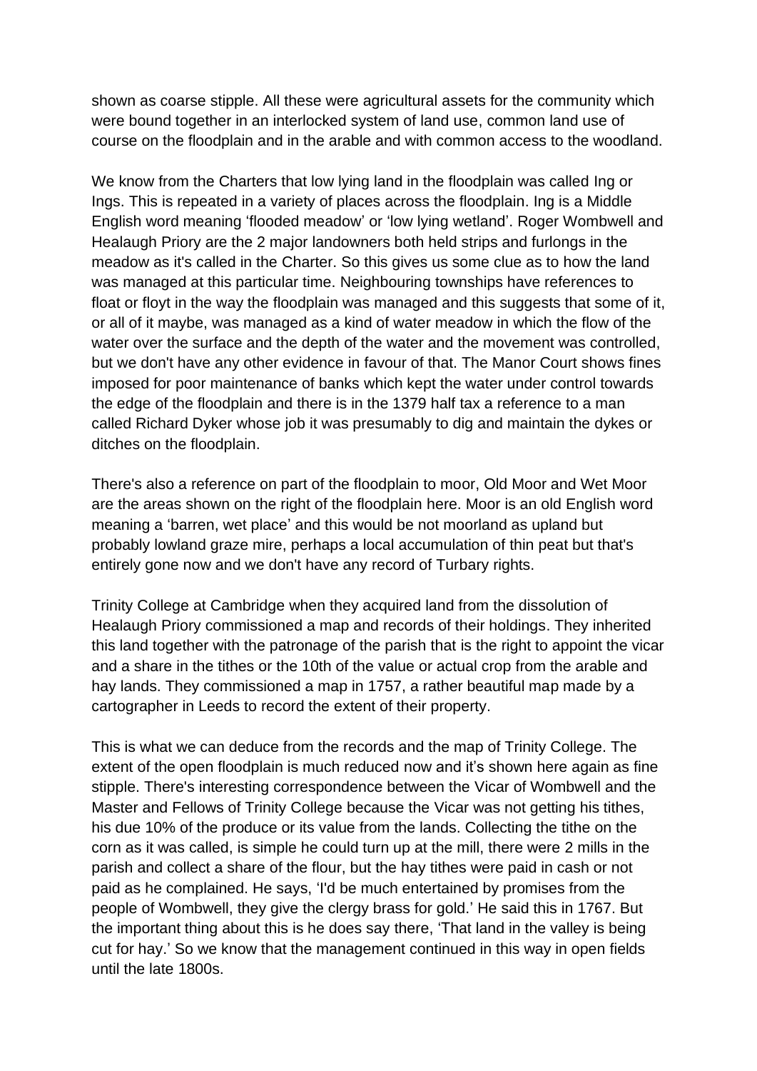shown as coarse stipple. All these were agricultural assets for the community which were bound together in an interlocked system of land use, common land use of course on the floodplain and in the arable and with common access to the woodland.

We know from the Charters that low lying land in the floodplain was called Ing or Ings. This is repeated in a variety of places across the floodplain. Ing is a Middle English word meaning 'flooded meadow' or 'low lying wetland'. Roger Wombwell and Healaugh Priory are the 2 major landowners both held strips and furlongs in the meadow as it's called in the Charter. So this gives us some clue as to how the land was managed at this particular time. Neighbouring townships have references to float or floyt in the way the floodplain was managed and this suggests that some of it, or all of it maybe, was managed as a kind of water meadow in which the flow of the water over the surface and the depth of the water and the movement was controlled, but we don't have any other evidence in favour of that. The Manor Court shows fines imposed for poor maintenance of banks which kept the water under control towards the edge of the floodplain and there is in the 1379 half tax a reference to a man called Richard Dyker whose job it was presumably to dig and maintain the dykes or ditches on the floodplain.

There's also a reference on part of the floodplain to moor, Old Moor and Wet Moor are the areas shown on the right of the floodplain here. Moor is an old English word meaning a 'barren, wet place' and this would be not moorland as upland but probably lowland graze mire, perhaps a local accumulation of thin peat but that's entirely gone now and we don't have any record of Turbary rights.

Trinity College at Cambridge when they acquired land from the dissolution of Healaugh Priory commissioned a map and records of their holdings. They inherited this land together with the patronage of the parish that is the right to appoint the vicar and a share in the tithes or the 10th of the value or actual crop from the arable and hay lands. They commissioned a map in 1757, a rather beautiful map made by a cartographer in Leeds to record the extent of their property.

This is what we can deduce from the records and the map of Trinity College. The extent of the open floodplain is much reduced now and it's shown here again as fine stipple. There's interesting correspondence between the Vicar of Wombwell and the Master and Fellows of Trinity College because the Vicar was not getting his tithes, his due 10% of the produce or its value from the lands. Collecting the tithe on the corn as it was called, is simple he could turn up at the mill, there were 2 mills in the parish and collect a share of the flour, but the hay tithes were paid in cash or not paid as he complained. He says, 'I'd be much entertained by promises from the people of Wombwell, they give the clergy brass for gold.' He said this in 1767. But the important thing about this is he does say there, 'That land in the valley is being cut for hay.' So we know that the management continued in this way in open fields until the late 1800s.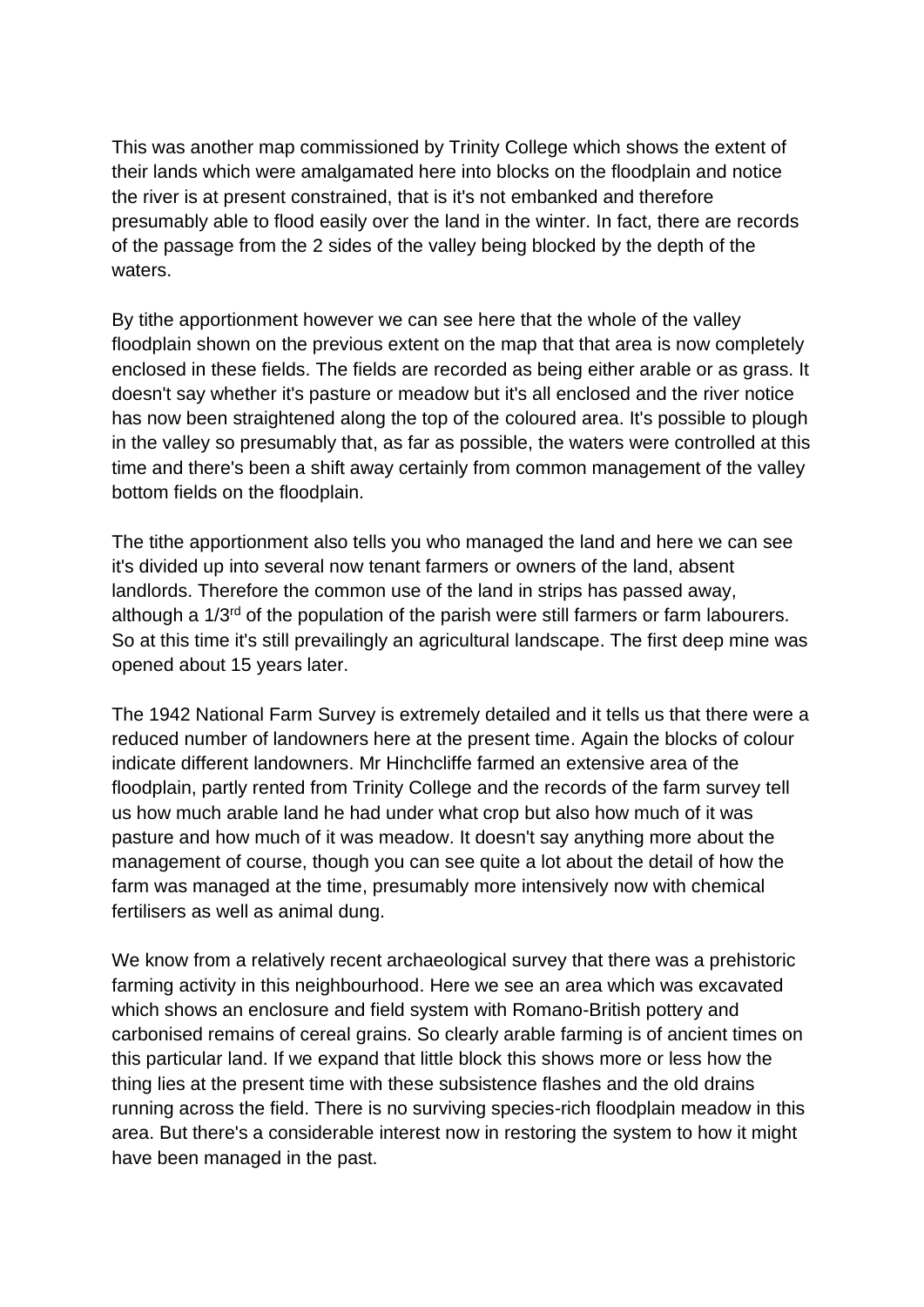This was another map commissioned by Trinity College which shows the extent of their lands which were amalgamated here into blocks on the floodplain and notice the river is at present constrained, that is it's not embanked and therefore presumably able to flood easily over the land in the winter. In fact, there are records of the passage from the 2 sides of the valley being blocked by the depth of the waters.

By tithe apportionment however we can see here that the whole of the valley floodplain shown on the previous extent on the map that that area is now completely enclosed in these fields. The fields are recorded as being either arable or as grass. It doesn't say whether it's pasture or meadow but it's all enclosed and the river notice has now been straightened along the top of the coloured area. It's possible to plough in the valley so presumably that, as far as possible, the waters were controlled at this time and there's been a shift away certainly from common management of the valley bottom fields on the floodplain.

The tithe apportionment also tells you who managed the land and here we can see it's divided up into several now tenant farmers or owners of the land, absent landlords. Therefore the common use of the land in strips has passed away, although a 1/3rd of the population of the parish were still farmers or farm labourers. So at this time it's still prevailingly an agricultural landscape. The first deep mine was opened about 15 years later.

The 1942 National Farm Survey is extremely detailed and it tells us that there were a reduced number of landowners here at the present time. Again the blocks of colour indicate different landowners. Mr Hinchcliffe farmed an extensive area of the floodplain, partly rented from Trinity College and the records of the farm survey tell us how much arable land he had under what crop but also how much of it was pasture and how much of it was meadow. It doesn't say anything more about the management of course, though you can see quite a lot about the detail of how the farm was managed at the time, presumably more intensively now with chemical fertilisers as well as animal dung.

We know from a relatively recent archaeological survey that there was a prehistoric farming activity in this neighbourhood. Here we see an area which was excavated which shows an enclosure and field system with Romano-British pottery and carbonised remains of cereal grains. So clearly arable farming is of ancient times on this particular land. If we expand that little block this shows more or less how the thing lies at the present time with these subsistence flashes and the old drains running across the field. There is no surviving species-rich floodplain meadow in this area. But there's a considerable interest now in restoring the system to how it might have been managed in the past.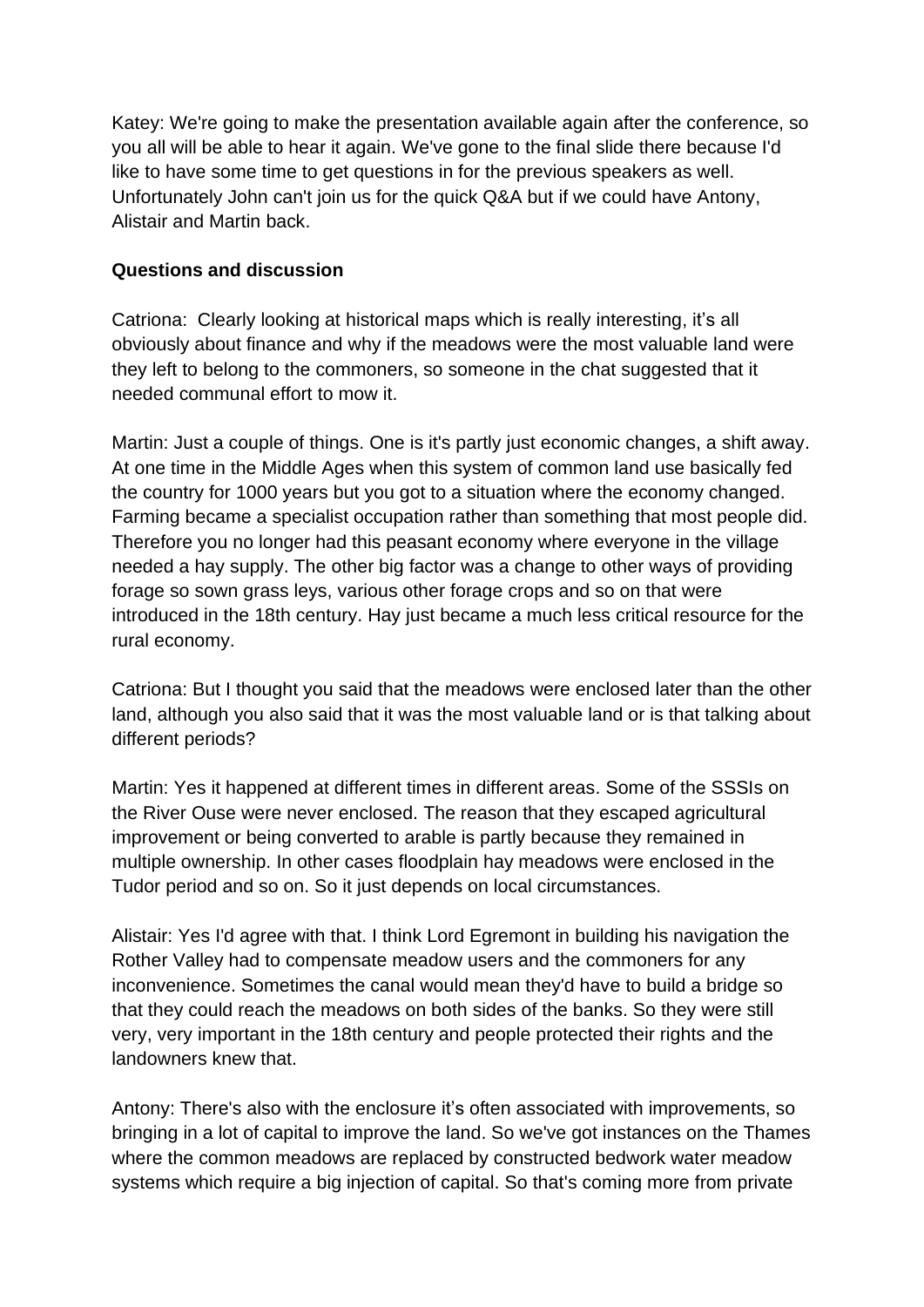Katey: We're going to make the presentation available again after the conference, so you all will be able to hear it again. We've gone to the final slide there because I'd like to have some time to get questions in for the previous speakers as well. Unfortunately John can't join us for the quick Q&A but if we could have Antony, Alistair and Martin back.

**Questions and discussion**

Catriona:  Clearly looking at historical maps which is really interesting, it's all obviously about finance and why if the meadows were the most valuable land were they left to belong to the commoners, so someone in the chat suggested that it needed communal effort to mow it.

Martin: Just a couple of things. One is it's partly just economic changes, a shift away. At one time in the Middle Ages when this system of common land use basically fed the country for 1000 years but you got to a situation where the economy changed. Farming became a specialist occupation rather than something that most people did. Therefore you no longer had this peasant economy where everyone in the village needed a hay supply. The other big factor was a change to other ways of providing forage so sown grass leys, various other forage crops and so on that were introduced in the 18th century. Hay just became a much less critical resource for the rural economy.

Catriona: But I thought you said that the meadows were enclosed later than the other land, although you also said that it was the most valuable land or is that talking about different periods?

Martin: Yes it happened at different times in different areas. Some of the SSSIs on the River Ouse were never enclosed. The reason that they escaped agricultural improvement or being converted to arable is partly because they remained in multiple ownership. In other cases floodplain hay meadows were enclosed in the Tudor period and so on. So it just depends on local circumstances.

Alistair: Yes I'd agree with that. I think Lord Egremont in building his navigation the Rother Valley had to compensate meadow users and the commoners for any inconvenience. Sometimes the canal would mean they'd have to build a bridge so that they could reach the meadows on both sides of the banks. So they were still very, very important in the 18th century and people protected their rights and the landowners knew that.

Antony: There's also with the enclosure it's often associated with improvements, so bringing in a lot of capital to improve the land. So we've got instances on the Thames where the common meadows are replaced by constructed bedwork water meadow systems which require a big injection of capital. So that's coming more from private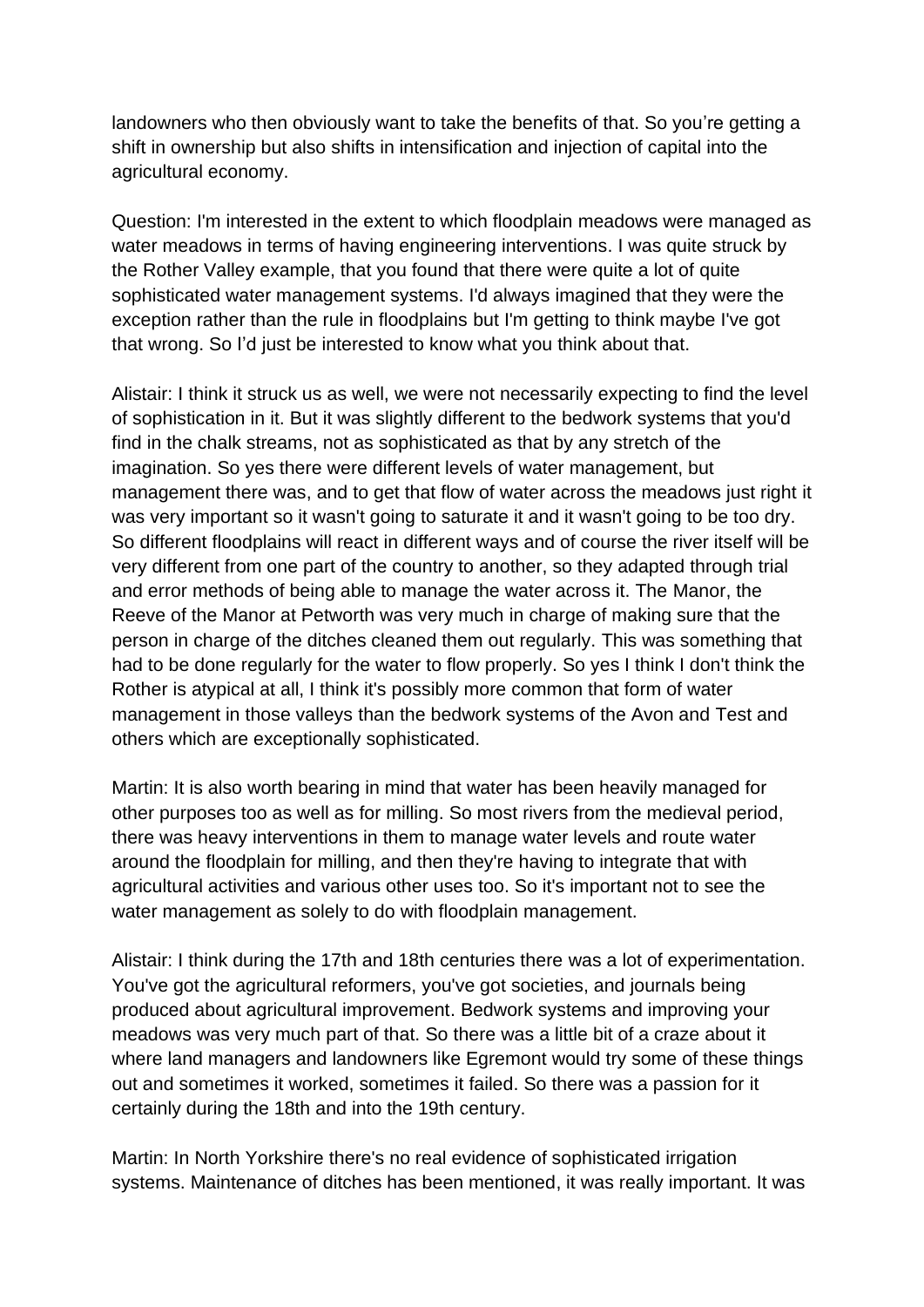landowners who then obviously want to take the benefits of that. So you’re getting a shift in ownership but also shifts in intensification and injection of capital into the agricultural economy.

Question: I'm interested in the extent to which floodplain meadows were managed as water meadows in terms of having engineering interventions. I was quite struck by the Rother Valley example, that you found that there were quite a lot of quite sophisticated water management systems. I'd always imagined that they were the exception rather than the rule in floodplains but I'm getting to think maybe I've got that wrong. So I’d just be interested to know what you think about that.

Alistair: I think it struck us as well, we were not necessarily expecting to find the level of sophistication in it. But it was slightly different to the bedwork systems that you'd find in the chalk streams, not as sophisticated as that by any stretch of the imagination. So yes there were different levels of water management, but management there was, and to get that flow of water across the meadows just right it was very important so it wasn't going to saturate it and it wasn't going to be too dry. So different floodplains will react in different ways and of course the river itself will be very different from one part of the country to another, so they adapted through trial and error methods of being able to manage the water across it. The Manor, the Reeve of the Manor at Petworth was very much in charge of making sure that the person in charge of the ditches cleaned them out regularly. This was something that had to be done regularly for the water to flow properly. So yes I think I don't think the Rother is atypical at all, I think it's possibly more common that form of water management in those valleys than the bedwork systems of the Avon and Test and others which are exceptionally sophisticated.

Martin: It is also worth bearing in mind that water has been heavily managed for other purposes too as well as for milling. So most rivers from the medieval period, there was heavy interventions in them to manage water levels and route water around the floodplain for milling, and then they're having to integrate that with agricultural activities and various other uses too. So it's important not to see the water management as solely to do with floodplain management.

Alistair: I think during the 17th and 18th centuries there was a lot of experimentation. You've got the agricultural reformers, you've got societies, and journals being produced about agricultural improvement. Bedwork systems and improving your meadows was very much part of that. So there was a little bit of a craze about it where land managers and landowners like Egremont would try some of these things out and sometimes it worked, sometimes it failed. So there was a passion for it certainly during the 18th and into the 19th century.

Martin: In North Yorkshire there's no real evidence of sophisticated irrigation systems. Maintenance of ditches has been mentioned, it was really important. It was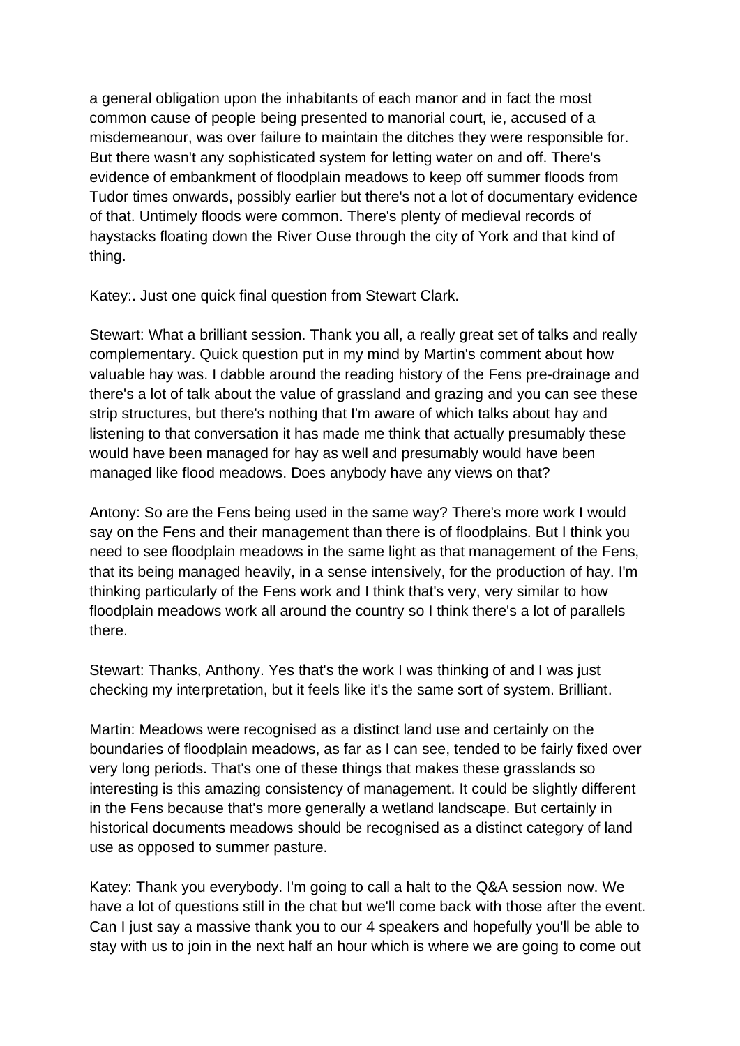a general obligation upon the inhabitants of each manor and in fact the most common cause of people being presented to manorial court, ie, accused of a misdemeanour, was over failure to maintain the ditches they were responsible for. But there wasn't any sophisticated system for letting water on and off. There's evidence of embankment of floodplain meadows to keep off summer floods from Tudor times onwards, possibly earlier but there's not a lot of documentary evidence of that. Untimely floods were common. There's plenty of medieval records of haystacks floating down the River Ouse through the city of York and that kind of thing.

Katey:. Just one quick final question from Stewart Clark.

Stewart: What a brilliant session. Thank you all, a really great set of talks and really complementary. Quick question put in my mind by Martin's comment about how valuable hay was. I dabble around the reading history of the Fens pre-drainage and there's a lot of talk about the value of grassland and grazing and you can see these strip structures, but there's nothing that I'm aware of which talks about hay and listening to that conversation it has made me think that actually presumably these would have been managed for hay as well and presumably would have been managed like flood meadows. Does anybody have any views on that?

Antony: So are the Fens being used in the same way? There's more work I would say on the Fens and their management than there is of floodplains. But I think you need to see floodplain meadows in the same light as that management of the Fens, that its being managed heavily, in a sense intensively, for the production of hay. I'm thinking particularly of the Fens work and I think that's very, very similar to how floodplain meadows work all around the country so I think there's a lot of parallels there.

Stewart: Thanks, Anthony. Yes that's the work I was thinking of and I was just checking my interpretation, but it feels like it's the same sort of system. Brilliant.

Martin: Meadows were recognised as a distinct land use and certainly on the boundaries of floodplain meadows, as far as I can see, tended to be fairly fixed over very long periods. That's one of these things that makes these grasslands so interesting is this amazing consistency of management. It could be slightly different in the Fens because that's more generally a wetland landscape. But certainly in historical documents meadows should be recognised as a distinct category of land use as opposed to summer pasture.

Katey: Thank you everybody. I'm going to call a halt to the Q&A session now. We have a lot of questions still in the chat but we'll come back with those after the event. Can I just say a massive thank you to our 4 speakers and hopefully you'll be able to stay with us to join in the next half an hour which is where we are going to come out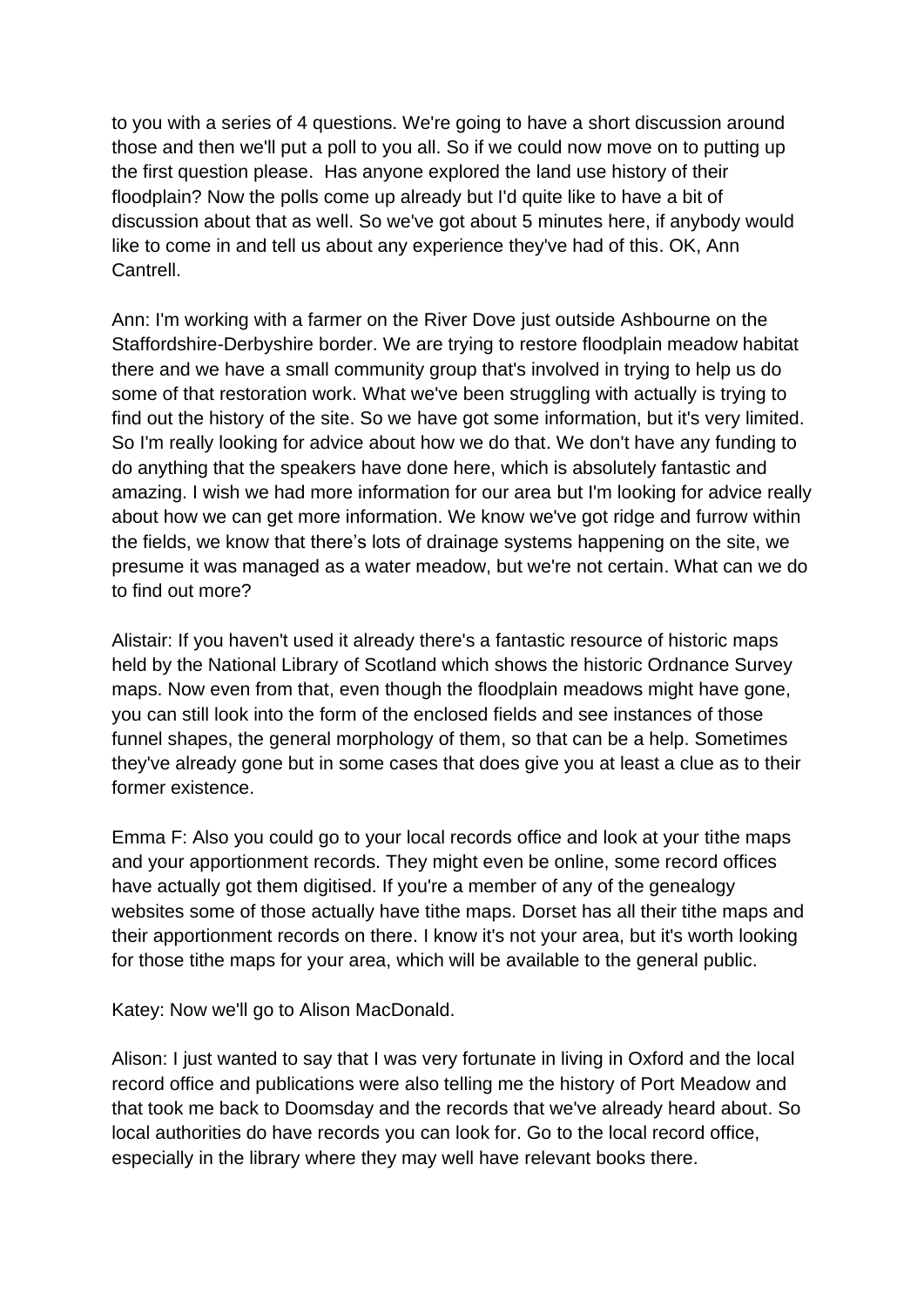to you with a series of 4 questions. We're going to have a short discussion around those and then we'll put a poll to you all. So if we could now move on to putting up the first question please.  Has anyone explored the land use history of their floodplain? Now the polls come up already but I'd quite like to have a bit of discussion about that as well. So we've got about 5 minutes here, if anybody would like to come in and tell us about any experience they've had of this. OK, Ann Cantrell.

Ann: I'm working with a farmer on the River Dove just outside Ashbourne on the Staffordshire-Derbyshire border. We are trying to restore floodplain meadow habitat there and we have a small community group that's involved in trying to help us do some of that restoration work. What we've been struggling with actually is trying to find out the history of the site. So we have got some information, but it's very limited. So I'm really looking for advice about how we do that. We don't have any funding to do anything that the speakers have done here, which is absolutely fantastic and amazing. I wish we had more information for our area but I'm looking for advice really about how we can get more information. We know we've got ridge and furrow within the fields, we know that there's lots of drainage systems happening on the site, we presume it was managed as a water meadow, but we're not certain. What can we do to find out more?

Alistair: If you haven't used it already there's a fantastic resource of historic maps held by the National Library of Scotland which shows the historic Ordnance Survey maps. Now even from that, even though the floodplain meadows might have gone, you can still look into the form of the enclosed fields and see instances of those funnel shapes, the general morphology of them, so that can be a help. Sometimes they've already gone but in some cases that does give you at least a clue as to their former existence.

Emma F: Also you could go to your local records office and look at your tithe maps and your apportionment records. They might even be online, some record offices have actually got them digitised. If you're a member of any of the genealogy websites some of those actually have tithe maps. Dorset has all their tithe maps and their apportionment records on there. I know it's not your area, but it's worth looking for those tithe maps for your area, which will be available to the general public.

Katey: Now we'll go to Alison MacDonald.

Alison: I just wanted to say that I was very fortunate in living in Oxford and the local record office and publications were also telling me the history of Port Meadow and that took me back to Doomsday and the records that we've already heard about. So local authorities do have records you can look for. Go to the local record office, especially in the library where they may well have relevant books there.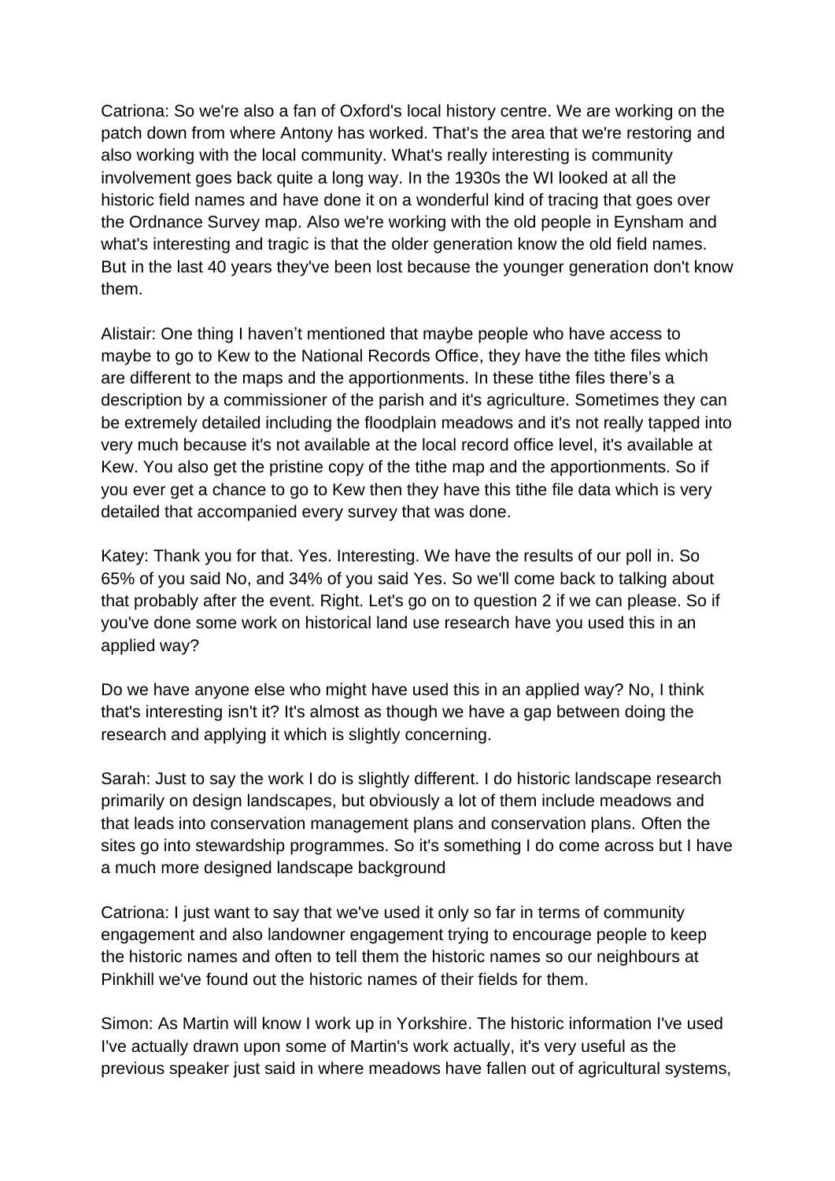Catriona: So we're also a fan of Oxford's local history centre. We are working on the patch down from where Antony has worked. That's the area that we're restoring and also working with the local community. What's really interesting is community involvement goes back quite a long way. In the 1930s the WI looked at all the historic field names and have done it on a wonderful kind of tracing that goes over the Ordnance Survey map. Also we're working with the old people in Eynsham and what's interesting and tragic is that the older generation know the old field names. But in the last 40 years they've been lost because the younger generation don't know them.

Alistair: One thing I haven't mentioned that maybe people who have access to maybe to go to Kew to the National Records Office, they have the tithe files which are different to the maps and the apportionments. In these tithe files there's a description by a commissioner of the parish and it's agriculture. Sometimes they can be extremely detailed including the floodplain meadows and it's not really tapped into very much because it's not available at the local record office level, it's available at Kew. You also get the pristine copy of the tithe map and the apportionments. So if you ever get a chance to go to Kew then they have this tithe file data which is very detailed that accompanied every survey that was done.

Katey: Thank you for that. Yes. Interesting. We have the results of our poll in. So 65% of you said No, and 34% of you said Yes. So we'll come back to talking about that probably after the event. Right. Let's go on to question 2 if we can please. So if you've done some work on historical land use research have you used this in an applied way?

Do we have anyone else who might have used this in an applied way? No, I think that's interesting isn't it? It's almost as though we have a gap between doing the research and applying it which is slightly concerning.

Sarah: Just to say the work I do is slightly different. I do historic landscape research primarily on design landscapes, but obviously a lot of them include meadows and that leads into conservation management plans and conservation plans. Often the sites go into stewardship programmes. So it's something I do come across but I have a much more designed landscape background

Catriona: I just want to say that we've used it only so far in terms of community engagement and also landowner engagement trying to encourage people to keep the historic names and often to tell them the historic names so our neighbours at Pinkhill we've found out the historic names of their fields for them.

Simon: As Martin will know I work up in Yorkshire. The historic information I've used I've actually drawn upon some of Martin's work actually, it's very useful as the previous speaker just said in where meadows have fallen out of agricultural systems,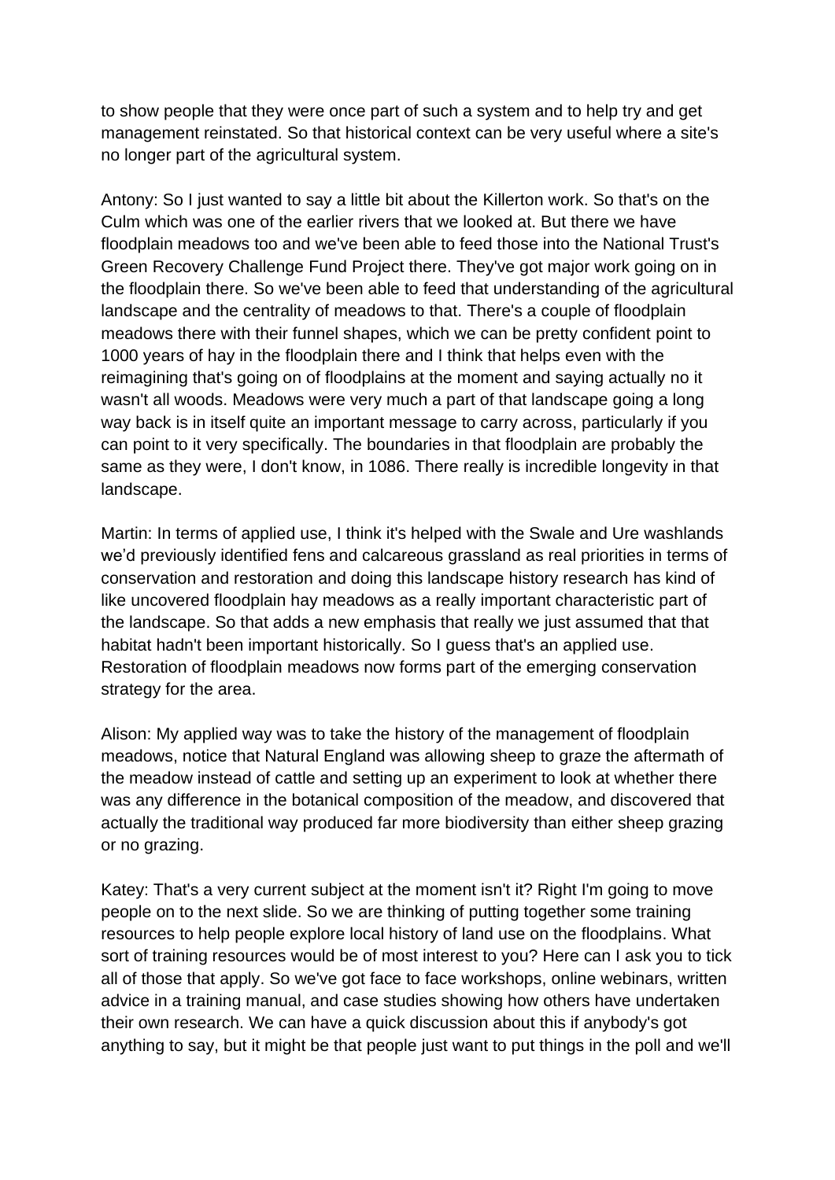to show people that they were once part of such a system and to help try and get management reinstated. So that historical context can be very useful where a site's no longer part of the agricultural system.

Antony: So I just wanted to say a little bit about the Killerton work. So that's on the Culm which was one of the earlier rivers that we looked at. But there we have floodplain meadows too and we've been able to feed those into the National Trust's Green Recovery Challenge Fund Project there. They've got major work going on in the floodplain there. So we've been able to feed that understanding of the agricultural landscape and the centrality of meadows to that. There's a couple of floodplain meadows there with their funnel shapes, which we can be pretty confident point to 1000 years of hay in the floodplain there and I think that helps even with the reimagining that's going on of floodplains at the moment and saying actually no it wasn't all woods. Meadows were very much a part of that landscape going a long way back is in itself quite an important message to carry across, particularly if you can point to it very specifically. The boundaries in that floodplain are probably the same as they were, I don't know, in 1086. There really is incredible longevity in that landscape.

Martin: In terms of applied use, I think it's helped with the Swale and Ure washlands we'd previously identified fens and calcareous grassland as real priorities in terms of conservation and restoration and doing this landscape history research has kind of like uncovered floodplain hay meadows as a really important characteristic part of the landscape. So that adds a new emphasis that really we just assumed that that habitat hadn't been important historically. So I guess that's an applied use. Restoration of floodplain meadows now forms part of the emerging conservation strategy for the area.

Alison: My applied way was to take the history of the management of floodplain meadows, notice that Natural England was allowing sheep to graze the aftermath of the meadow instead of cattle and setting up an experiment to look at whether there was any difference in the botanical composition of the meadow, and discovered that actually the traditional way produced far more biodiversity than either sheep grazing or no grazing.

Katey: That's a very current subject at the moment isn't it? Right I'm going to move people on to the next slide. So we are thinking of putting together some training resources to help people explore local history of land use on the floodplains. What sort of training resources would be of most interest to you? Here can I ask you to tick all of those that apply. So we've got face to face workshops, online webinars, written advice in a training manual, and case studies showing how others have undertaken their own research. We can have a quick discussion about this if anybody's got anything to say, but it might be that people just want to put things in the poll and we'll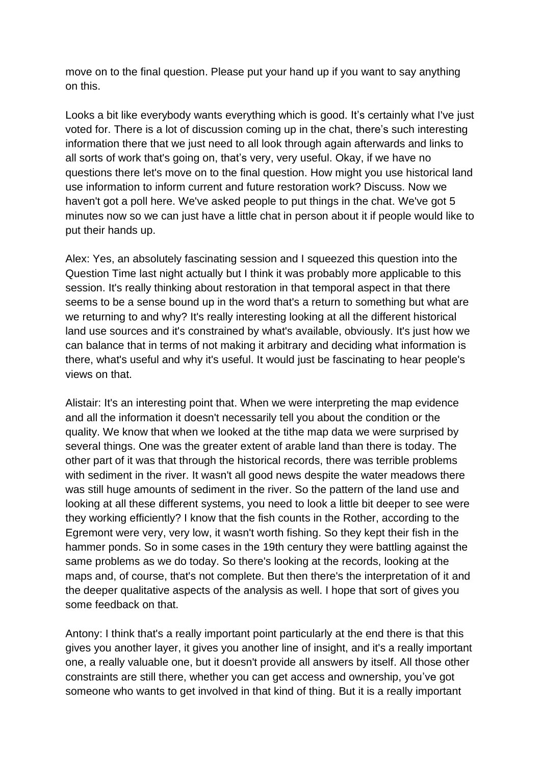move on to the final question. Please put your hand up if you want to say anything on this.

Looks a bit like everybody wants everything which is good. It's certainly what I've just voted for. There is a lot of discussion coming up in the chat, there's such interesting information there that we just need to all look through again afterwards and links to all sorts of work that's going on, that's very, very useful. Okay, if we have no questions there let's move on to the final question. How might you use historical land use information to inform current and future restoration work? Discuss. Now we haven't got a poll here. We've asked people to put things in the chat. We've got 5 minutes now so we can just have a little chat in person about it if people would like to put their hands up.

Alex: Yes, an absolutely fascinating session and I squeezed this question into the Question Time last night actually but I think it was probably more applicable to this session. It's really thinking about restoration in that temporal aspect in that there seems to be a sense bound up in the word that's a return to something but what are we returning to and why? It's really interesting looking at all the different historical land use sources and it's constrained by what's available, obviously. It's just how we can balance that in terms of not making it arbitrary and deciding what information is there, what's useful and why it's useful. It would just be fascinating to hear people's views on that.

Alistair: It's an interesting point that. When we were interpreting the map evidence and all the information it doesn't necessarily tell you about the condition or the quality. We know that when we looked at the tithe map data we were surprised by several things. One was the greater extent of arable land than there is today. The other part of it was that through the historical records, there was terrible problems with sediment in the river. It wasn't all good news despite the water meadows there was still huge amounts of sediment in the river. So the pattern of the land use and looking at all these different systems, you need to look a little bit deeper to see were they working efficiently? I know that the fish counts in the Rother, according to the Egremont were very, very low, it wasn't worth fishing. So they kept their fish in the hammer ponds. So in some cases in the 19th century they were battling against the same problems as we do today. So there's looking at the records, looking at the maps and, of course, that's not complete. But then there's the interpretation of it and the deeper qualitative aspects of the analysis as well. I hope that sort of gives you some feedback on that.

Antony: I think that's a really important point particularly at the end there is that this gives you another layer, it gives you another line of insight, and it's a really important one, a really valuable one, but it doesn't provide all answers by itself. All those other constraints are still there, whether you can get access and ownership, you've got someone who wants to get involved in that kind of thing. But it is a really important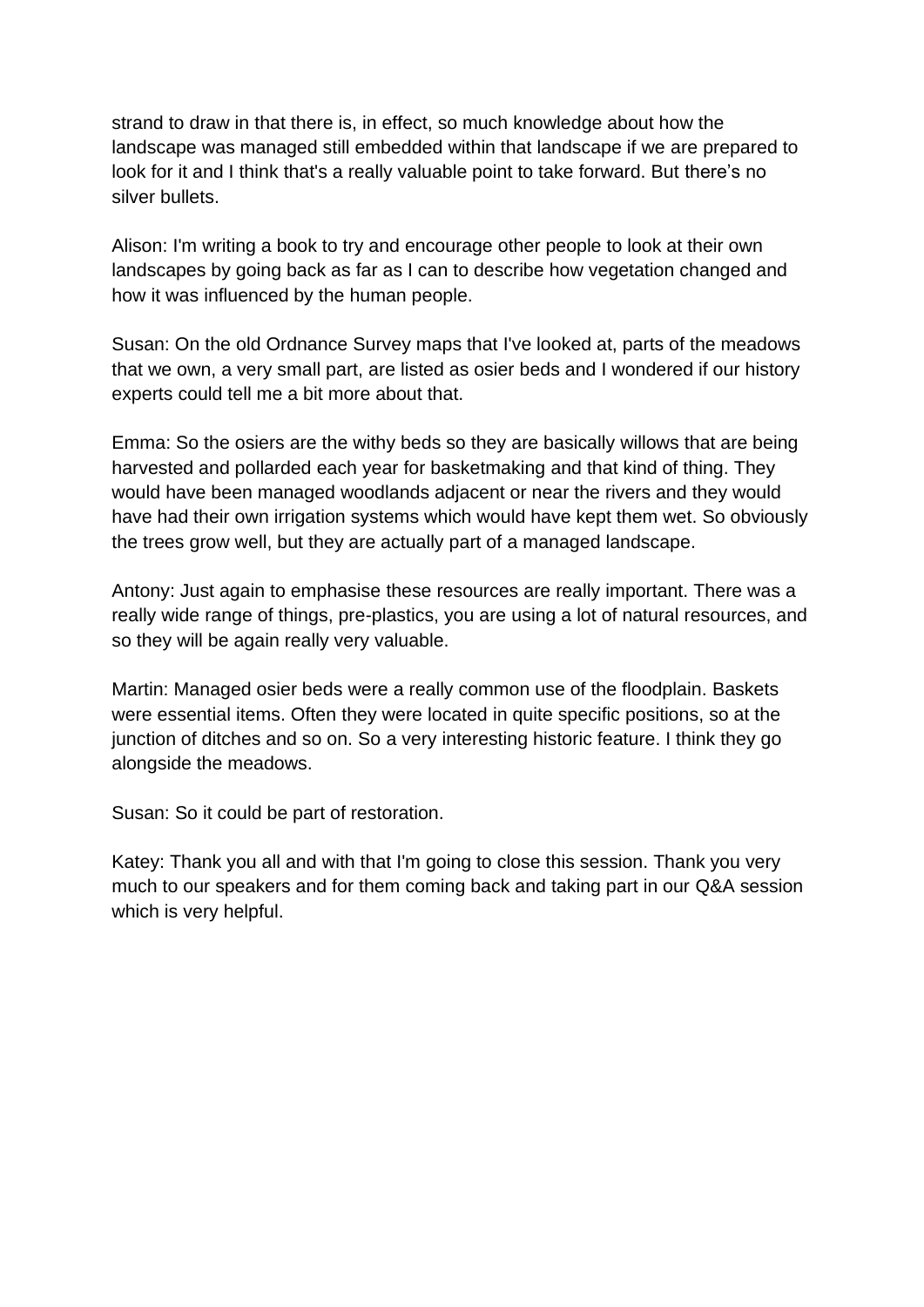strand to draw in that there is, in effect, so much knowledge about how the landscape was managed still embedded within that landscape if we are prepared to look for it and I think that's a really valuable point to take forward. But there's no silver bullets.

Alison: I'm writing a book to try and encourage other people to look at their own landscapes by going back as far as I can to describe how vegetation changed and how it was influenced by the human people.

Susan: On the old Ordnance Survey maps that I've looked at, parts of the meadows that we own, a very small part, are listed as osier beds and I wondered if our history experts could tell me a bit more about that.

Emma: So the osiers are the withy beds so they are basically willows that are being harvested and pollarded each year for basketmaking and that kind of thing. They would have been managed woodlands adjacent or near the rivers and they would have had their own irrigation systems which would have kept them wet. So obviously the trees grow well, but they are actually part of a managed landscape.

Antony: Just again to emphasise these resources are really important. There was a really wide range of things, pre-plastics, you are using a lot of natural resources, and so they will be again really very valuable.

Martin: Managed osier beds were a really common use of the floodplain. Baskets were essential items. Often they were located in quite specific positions, so at the junction of ditches and so on. So a very interesting historic feature. I think they go alongside the meadows.

Susan: So it could be part of restoration.

Katey: Thank you all and with that I'm going to close this session. Thank you very much to our speakers and for them coming back and taking part in our Q&A session which is very helpful.